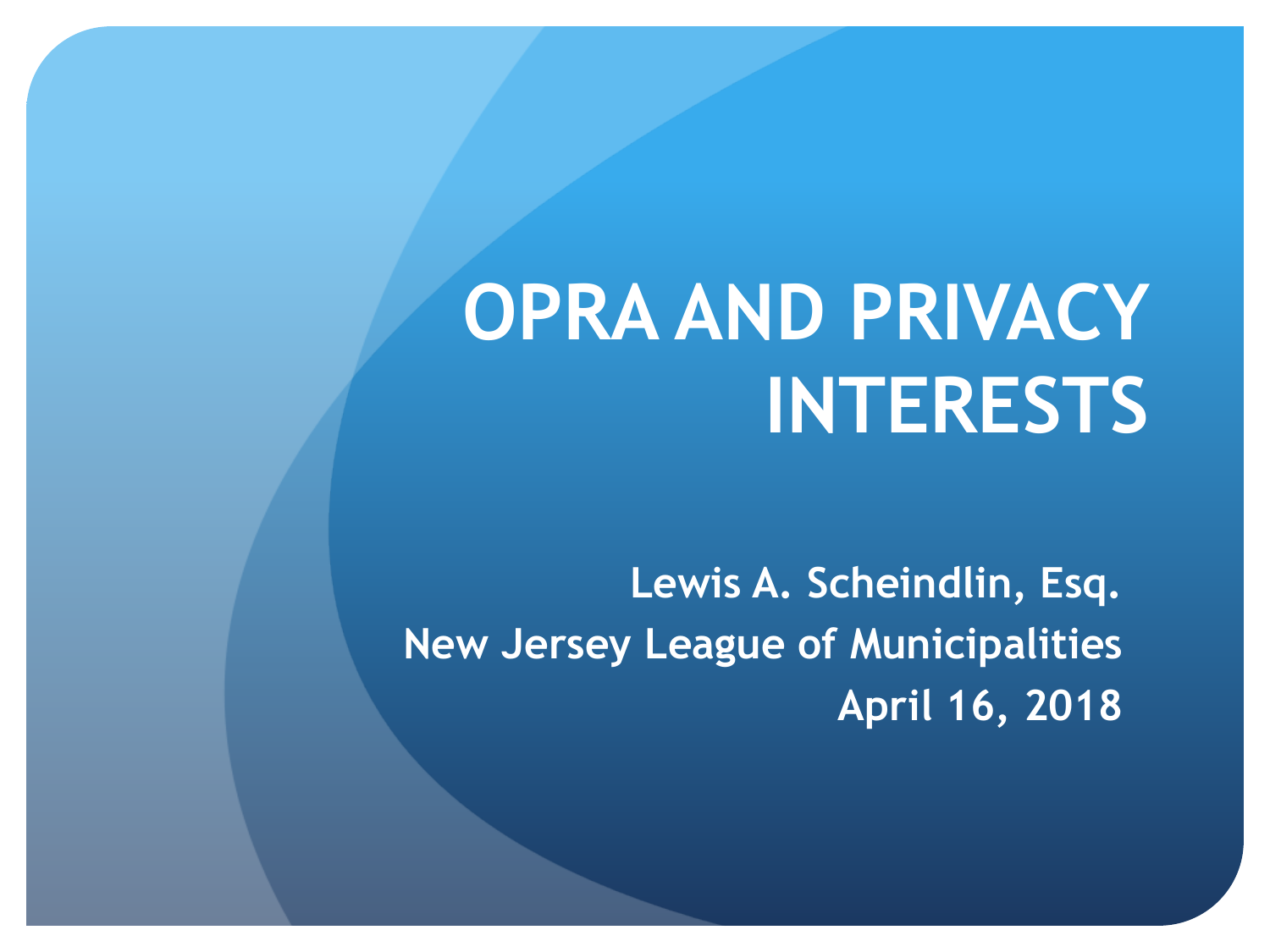# OPRA AND PRIVACY INTERESTS

**Lewis A. Scheindlin, Esq.**

**New Jersey League of Municipalities**

**April 16, 2018**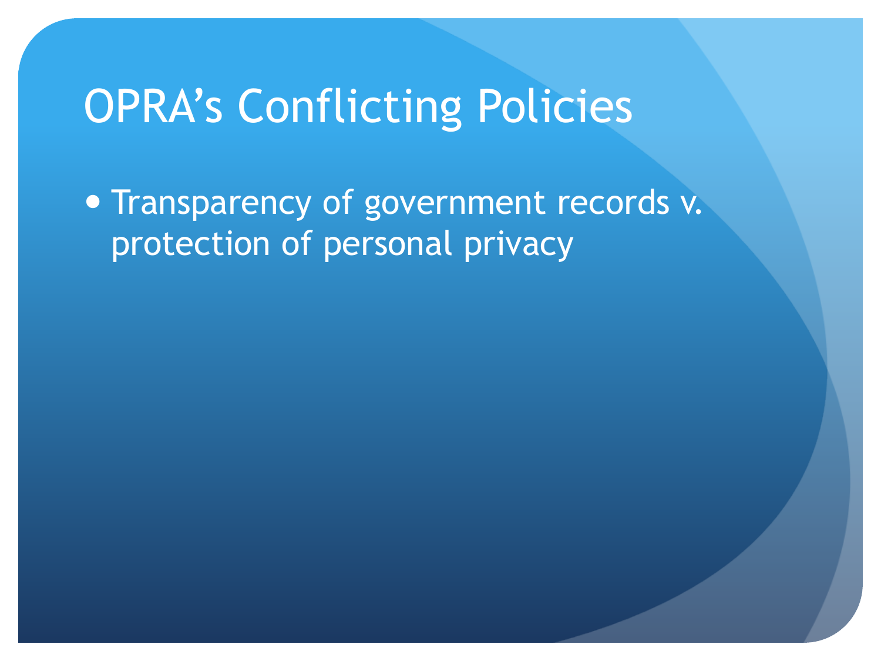# OPRA's Conflicting Policies

- Transparency of government records v. protection of personal privacy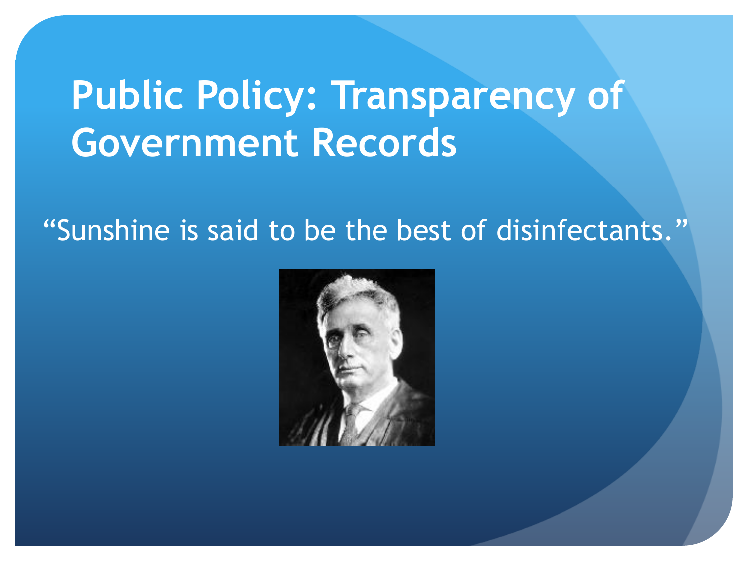# Public Policy: Transparency of Government Records

"Sunshine is said to be the best of disinfectants."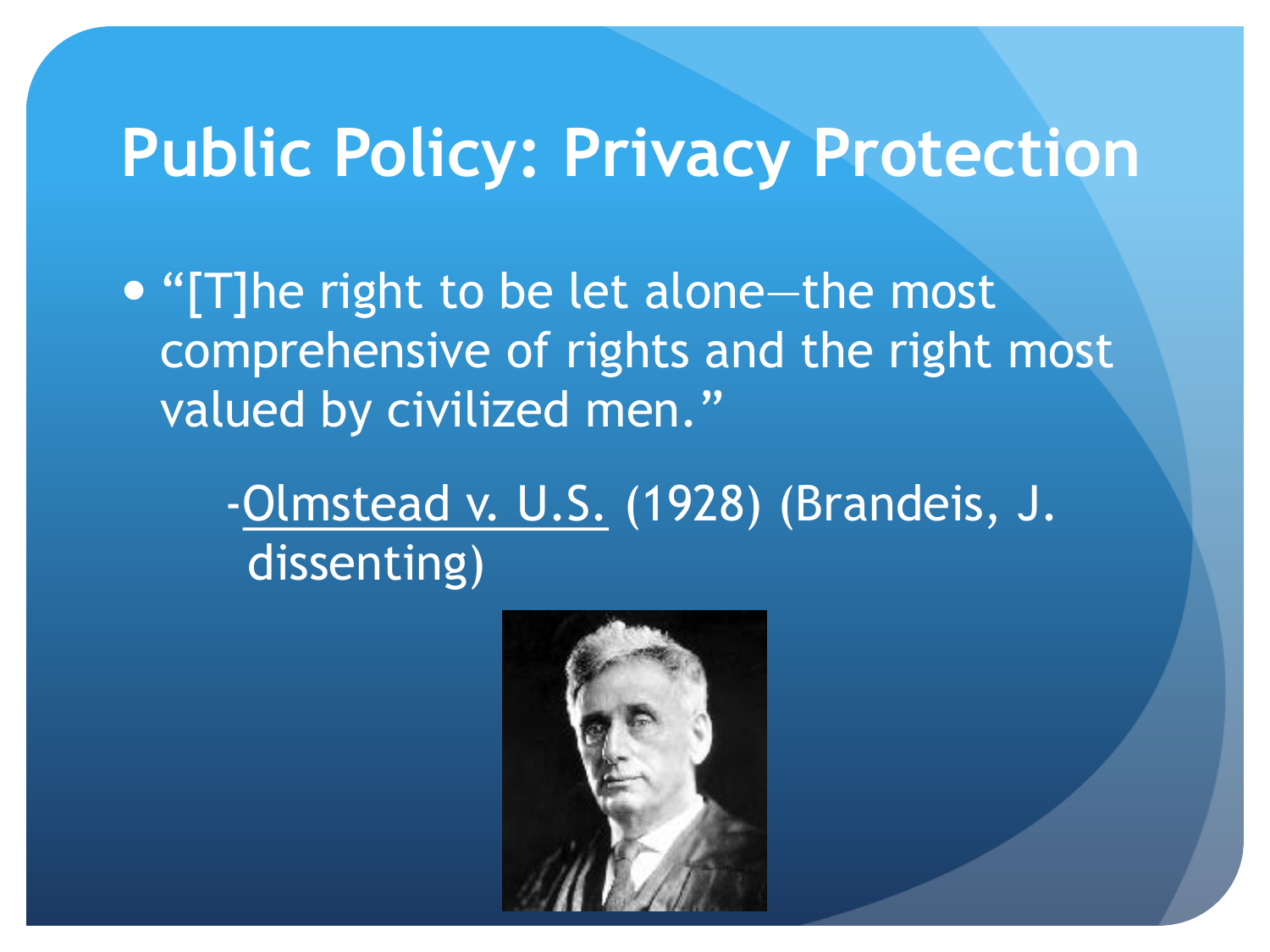# Public Policy: Privacy Protection

- "[T]he right to be let alone—the most comprehensive of rights and the right most valued by civilized men."

  -Olmstead v. U.S. (1928) (Brandeis, J. dissenting)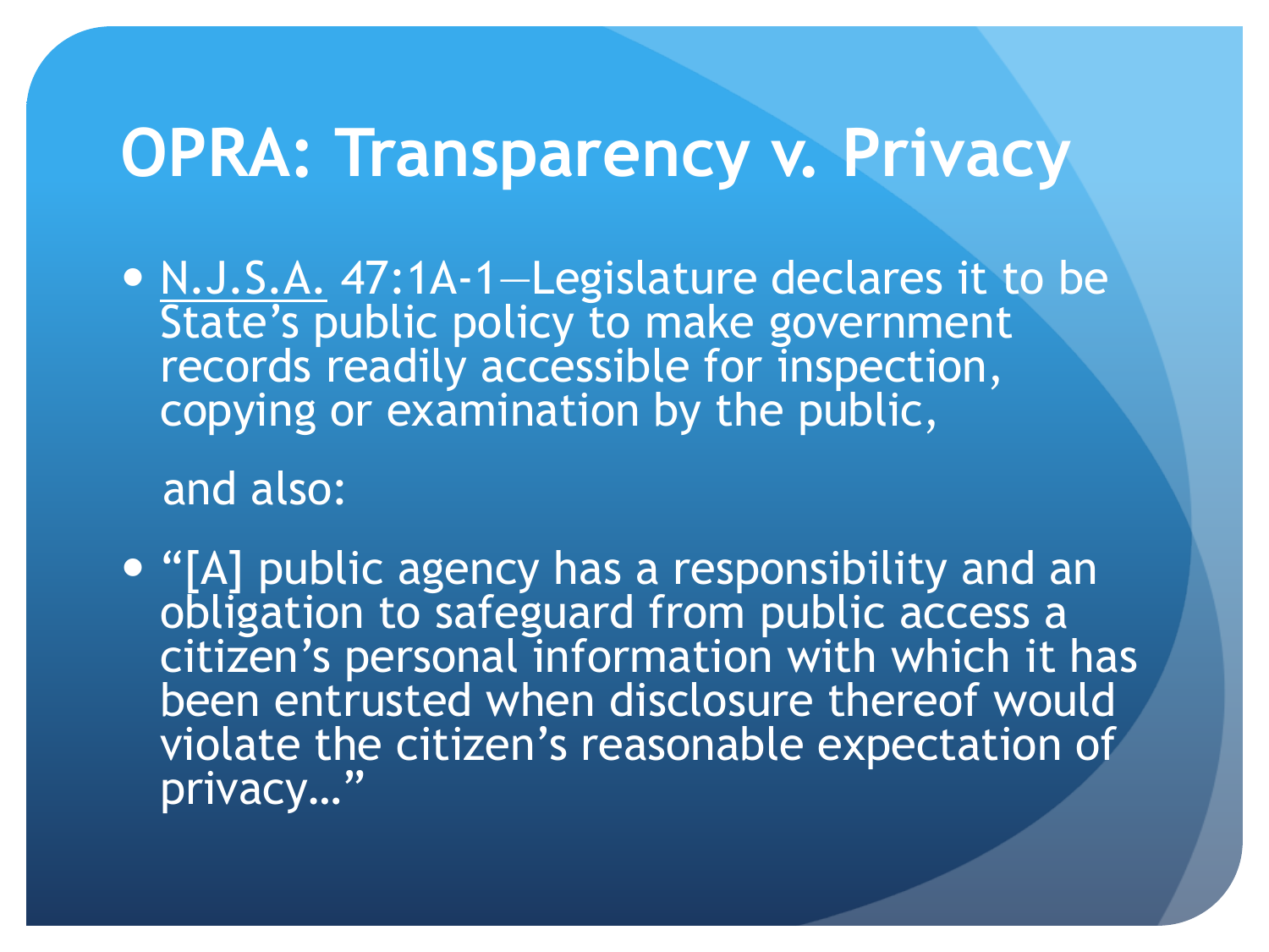# OPRA: Transparency v. Privacy

- N.J.S.A. 47:1A-1—Legislature declares it to be State's public policy to make government records readily accessible for inspection, copying or examination by the public,

  and also:

- "[A] public agency has a responsibility and an obligation to safeguard from public access a citizen's personal information with which it has been entrusted when disclosure thereof would violate the citizen's reasonable expectation of privacy…"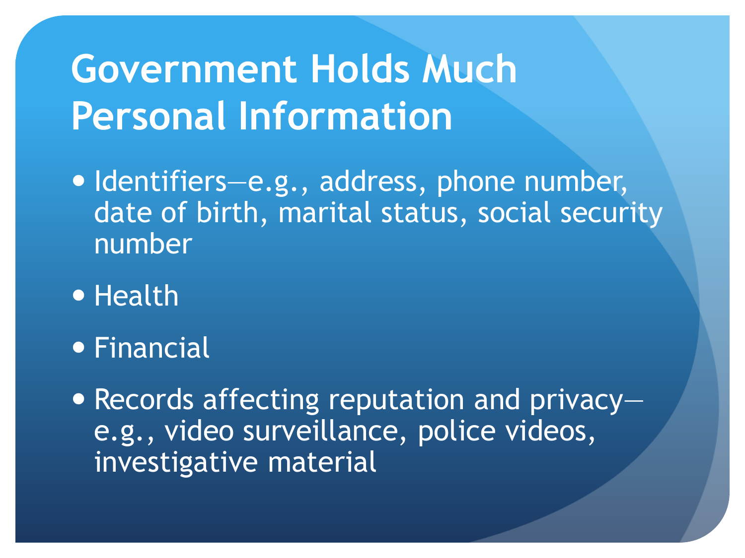# Government Holds Much Personal Information

- Identifiers—e.g., address, phone number, date of birth, marital status, social security number
- Health
- Financial
- Records affecting reputation and privacy—e.g., video surveillance, police videos, investigative material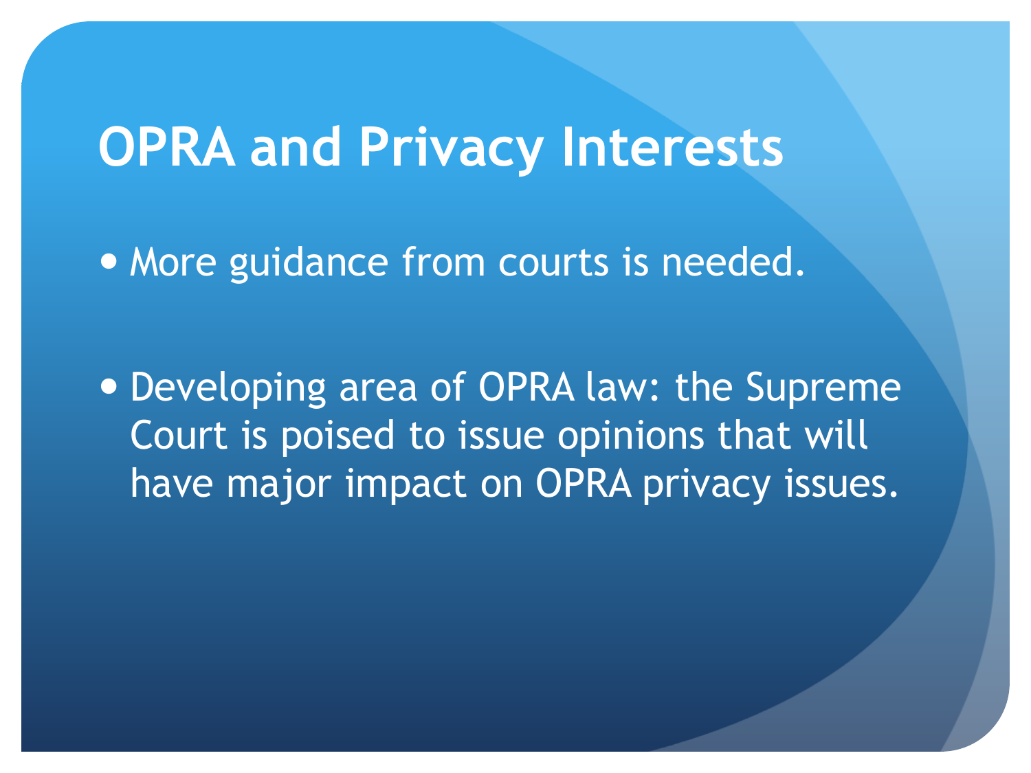# OPRA and Privacy Interests

- More guidance from courts is needed.
- Developing area of OPRA law: the Supreme Court is poised to issue opinions that will have major impact on OPRA privacy issues.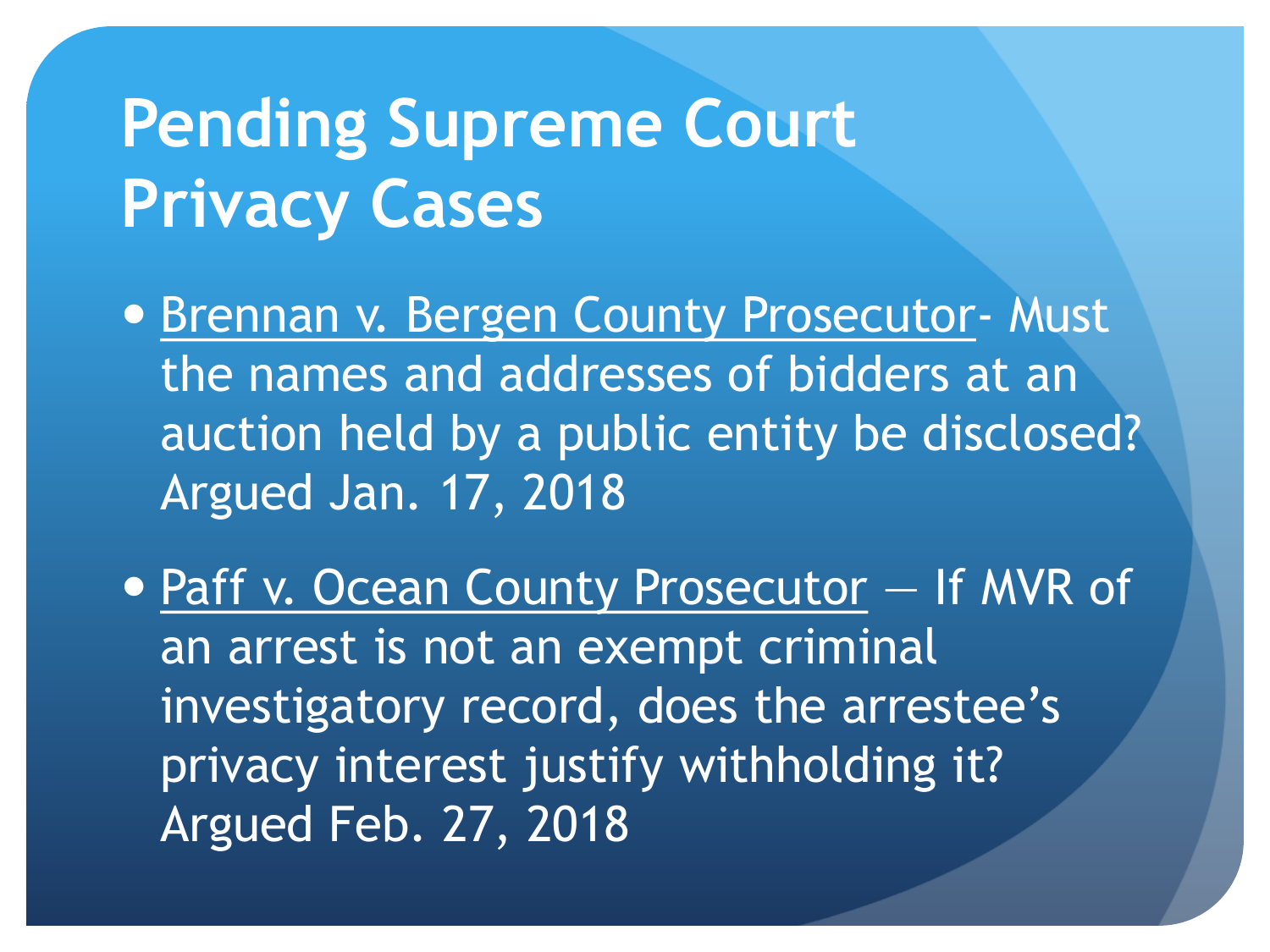# Pending Supreme Court Privacy Cases

- Brennan v. Bergen County Prosecutor- Must the names and addresses of bidders at an auction held by a public entity be disclosed? Argued Jan. 17, 2018
- Paff v. Ocean County Prosecutor — If MVR of an arrest is not an exempt criminal investigatory record, does the arrestee's privacy interest justify withholding it? Argued Feb. 27, 2018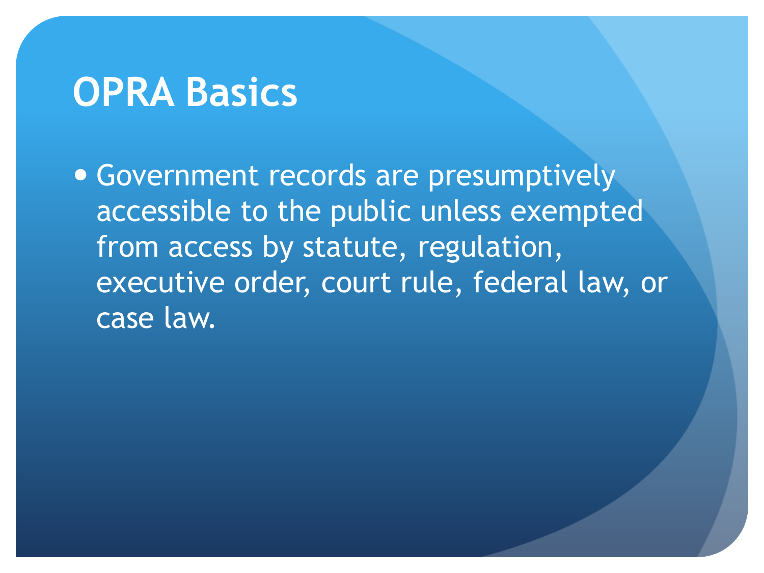# OPRA Basics

- Government records are presumptively accessible to the public unless exempted from access by statute, regulation, executive order, court rule, federal law, or case law.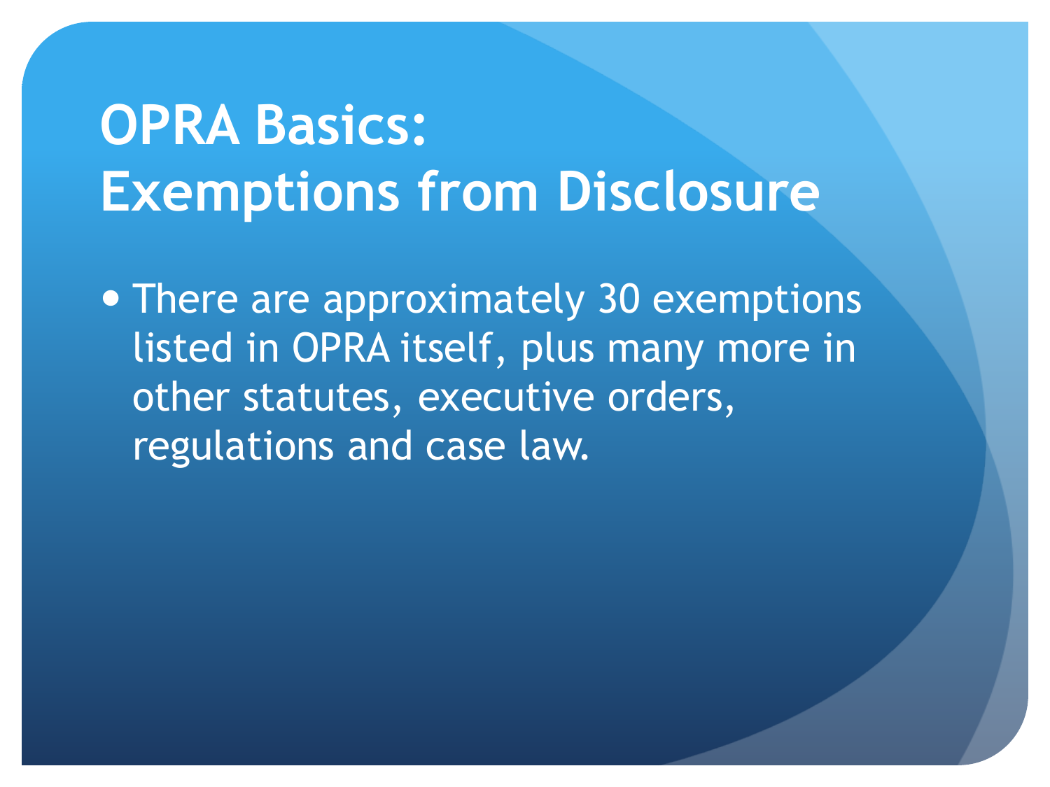# OPRA Basics: Exemptions from Disclosure

- There are approximately 30 exemptions listed in OPRA itself, plus many more in other statutes, executive orders, regulations and case law.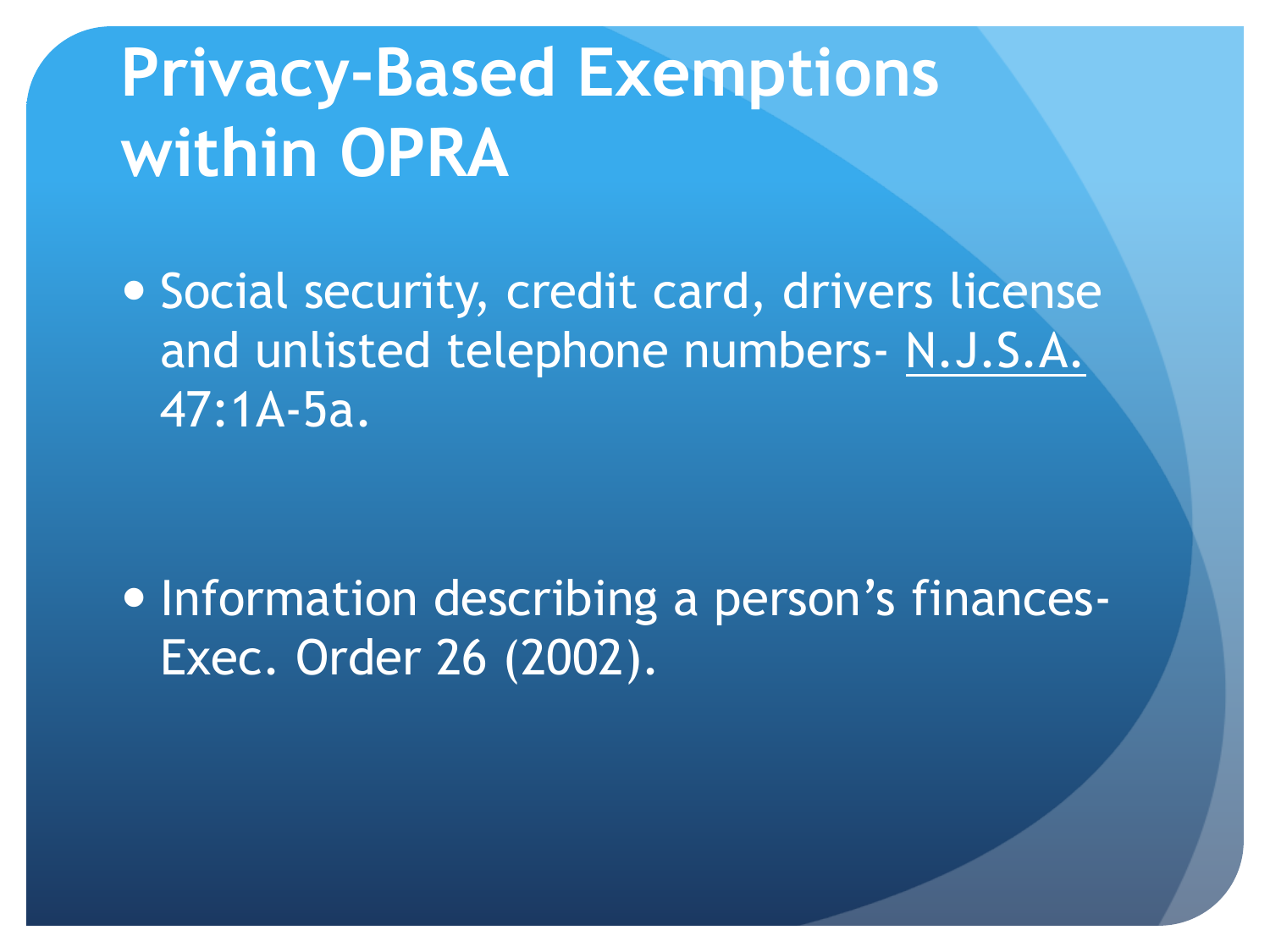# Privacy-Based Exemptions within OPRA

- Social security, credit card, drivers license and unlisted telephone numbers- N.J.S.A. 47:1A-5a.
- Information describing a person's finances- Exec. Order 26 (2002).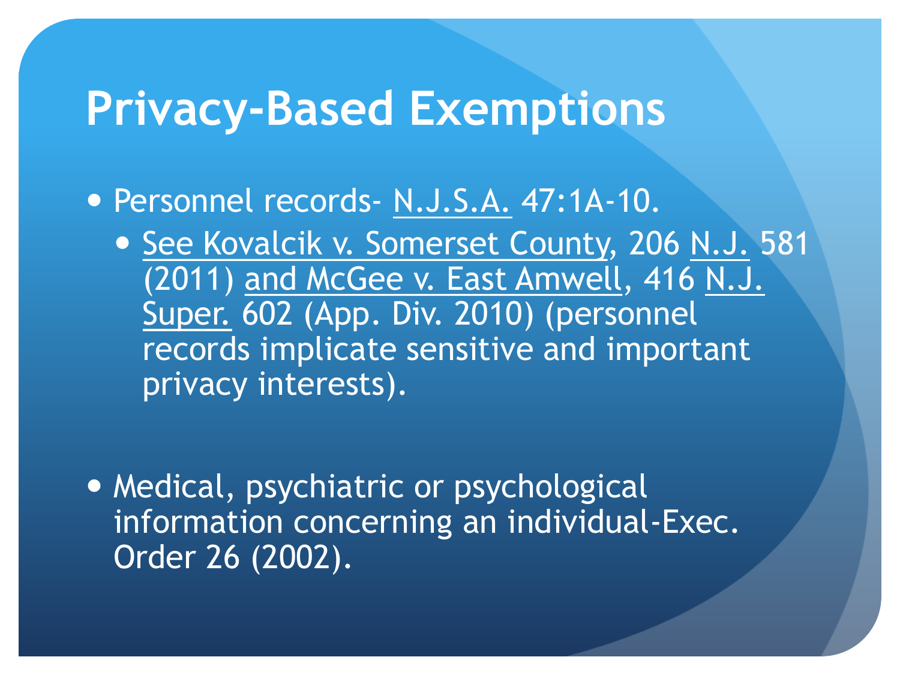# Privacy-Based Exemptions

- Personnel records- N.J.S.A. 47:1A-10.
  - See Kovalcik v. Somerset County, 206 N.J. 581 (2011) and McGee v. East Amwell, 416 N.J. Super. 602 (App. Div. 2010) (personnel records implicate sensitive and important privacy interests).

- Medical, psychiatric or psychological information concerning an individual-Exec. Order 26 (2002).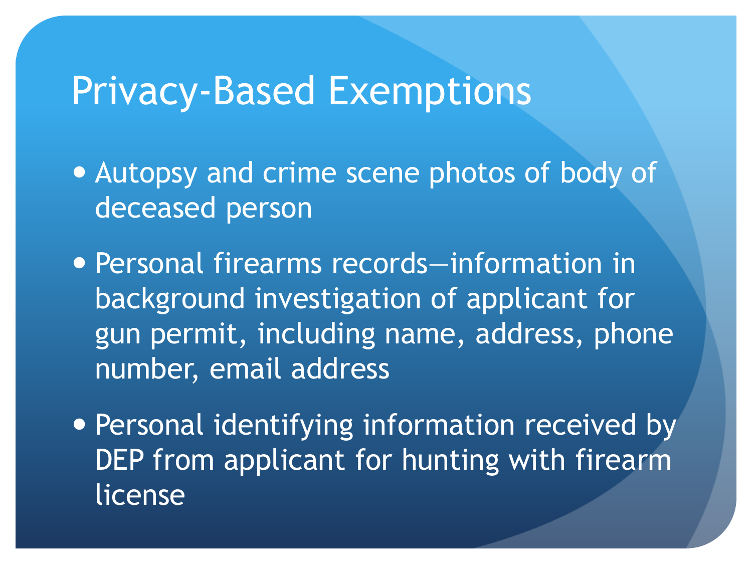# Privacy-Based Exemptions

- Autopsy and crime scene photos of body of deceased person
- Personal firearms records—information in background investigation of applicant for gun permit, including name, address, phone number, email address
- Personal identifying information received by DEP from applicant for hunting with firearm license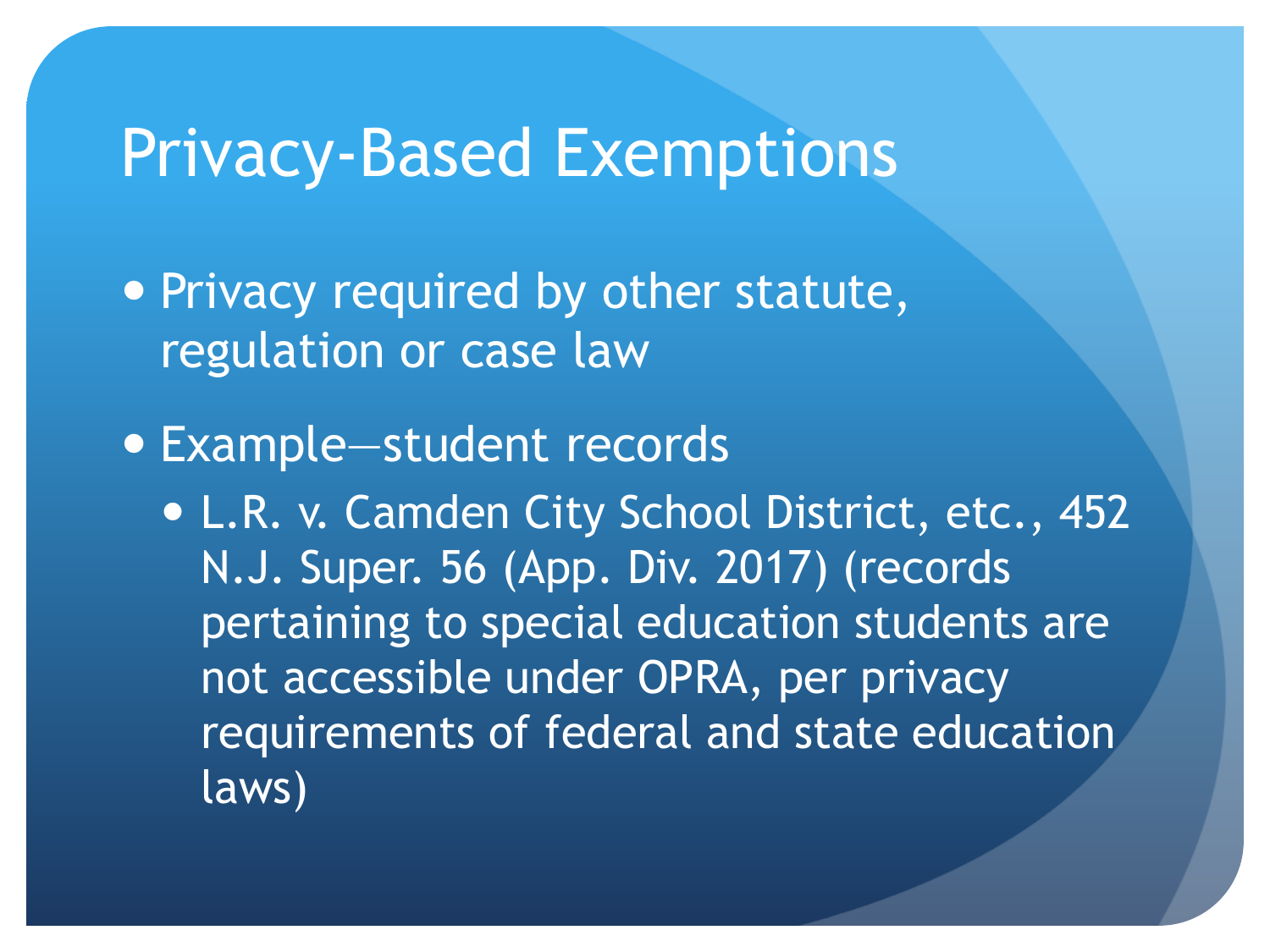# Privacy-Based Exemptions

- Privacy required by other statute, regulation or case law
- Example—student records
  - L.R. v. Camden City School District, etc., 452 N.J. Super. 56 (App. Div. 2017) (records pertaining to special education students are not accessible under OPRA, per privacy requirements of federal and state education laws)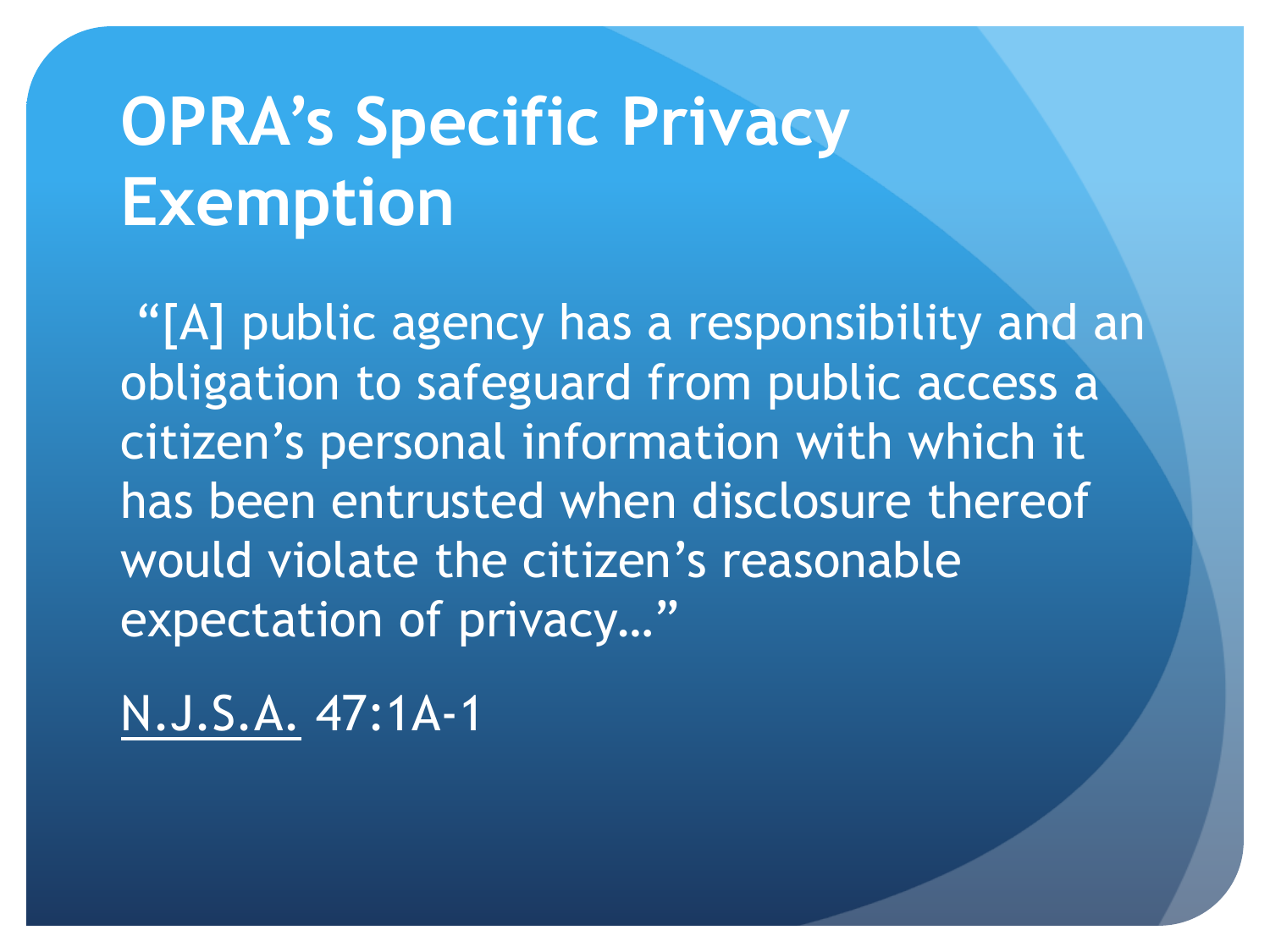# OPRA's Specific Privacy Exemption

"[A] public agency has a responsibility and an obligation to safeguard from public access a citizen's personal information with which it has been entrusted when disclosure thereof would violate the citizen's reasonable expectation of privacy…"

N.J.S.A. 47:1A-1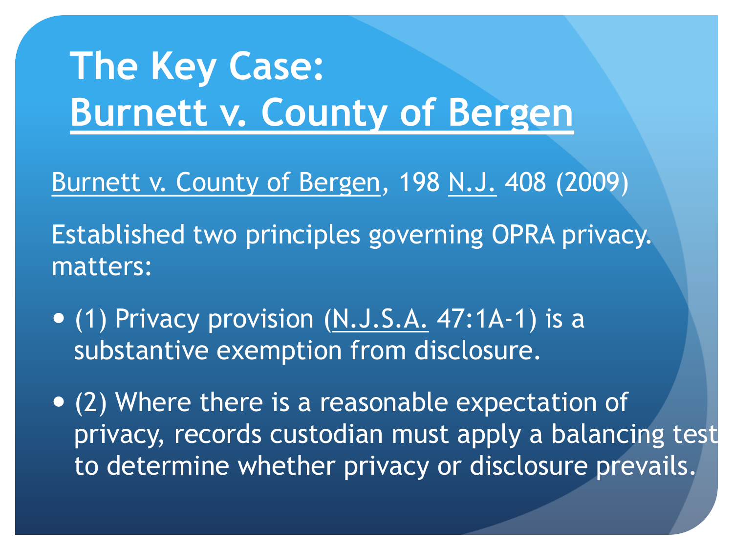# The Key Case: Burnett v. County of Bergen

Burnett v. County of Bergen, 198 N.J. 408 (2009)

Established two principles governing OPRA privacy. matters:

- (1) Privacy provision (N.J.S.A. 47:1A-1) is a substantive exemption from disclosure.
- (2) Where there is a reasonable expectation of privacy, records custodian must apply a balancing test to determine whether privacy or disclosure prevails.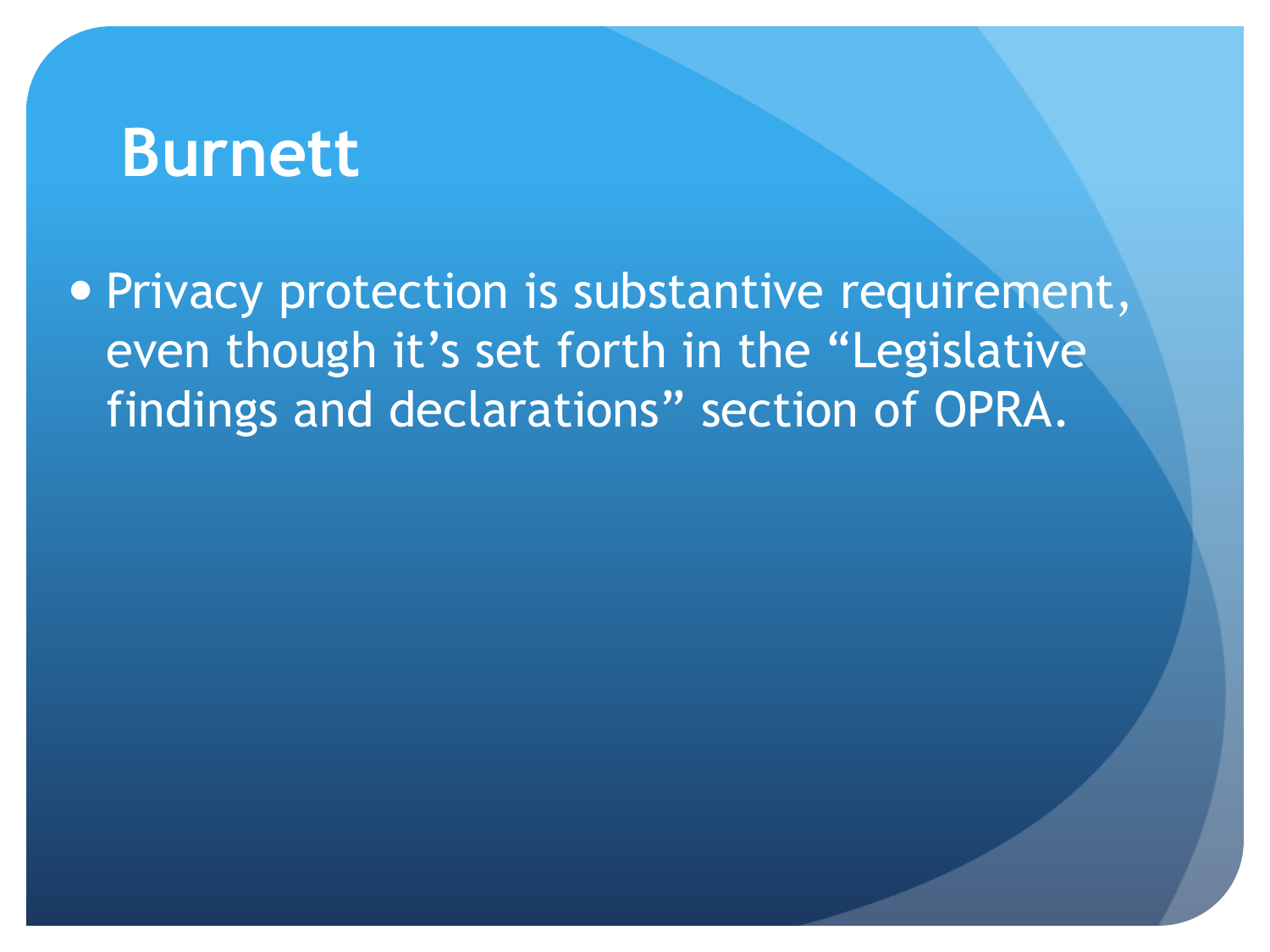# Burnett

- Privacy protection is substantive requirement, even though it's set forth in the "Legislative findings and declarations" section of OPRA.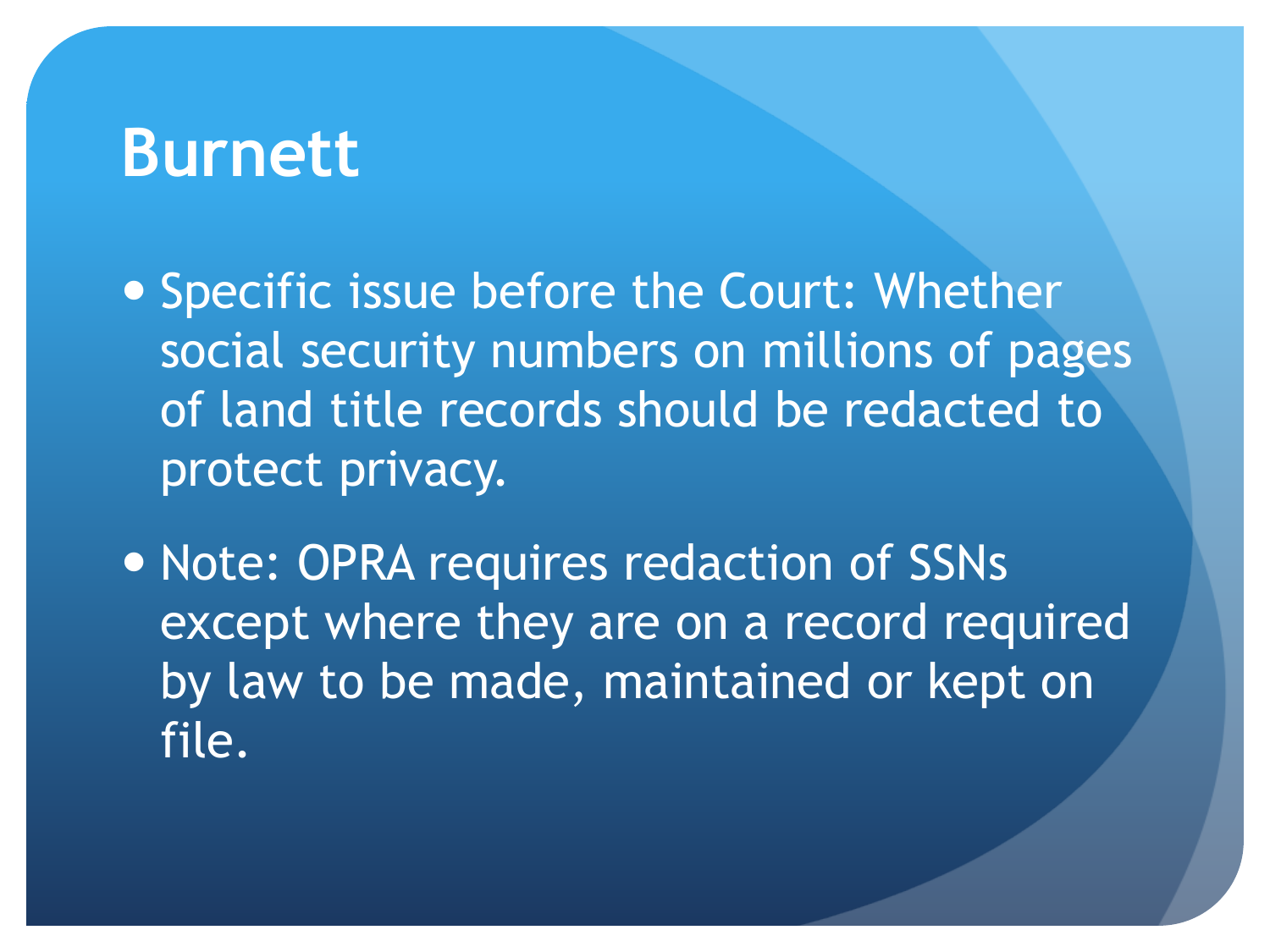# Burnett

- Specific issue before the Court: Whether social security numbers on millions of pages of land title records should be redacted to protect privacy.
- Note: OPRA requires redaction of SSNs except where they are on a record required by law to be made, maintained or kept on file.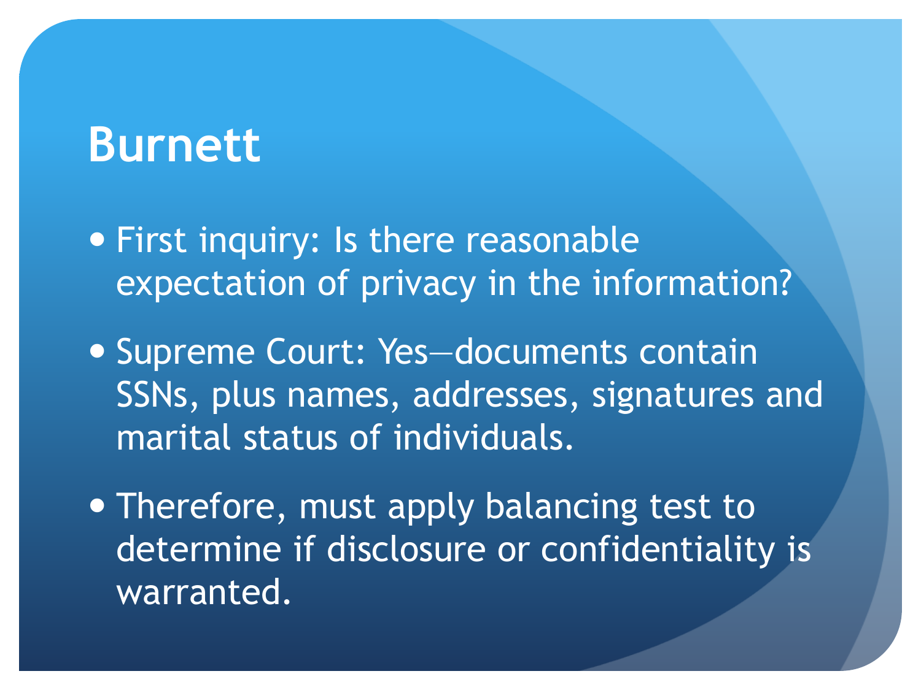# Burnett

- First inquiry: Is there reasonable expectation of privacy in the information?
- Supreme Court: Yes—documents contain SSNs, plus names, addresses, signatures and marital status of individuals.
- Therefore, must apply balancing test to determine if disclosure or confidentiality is warranted.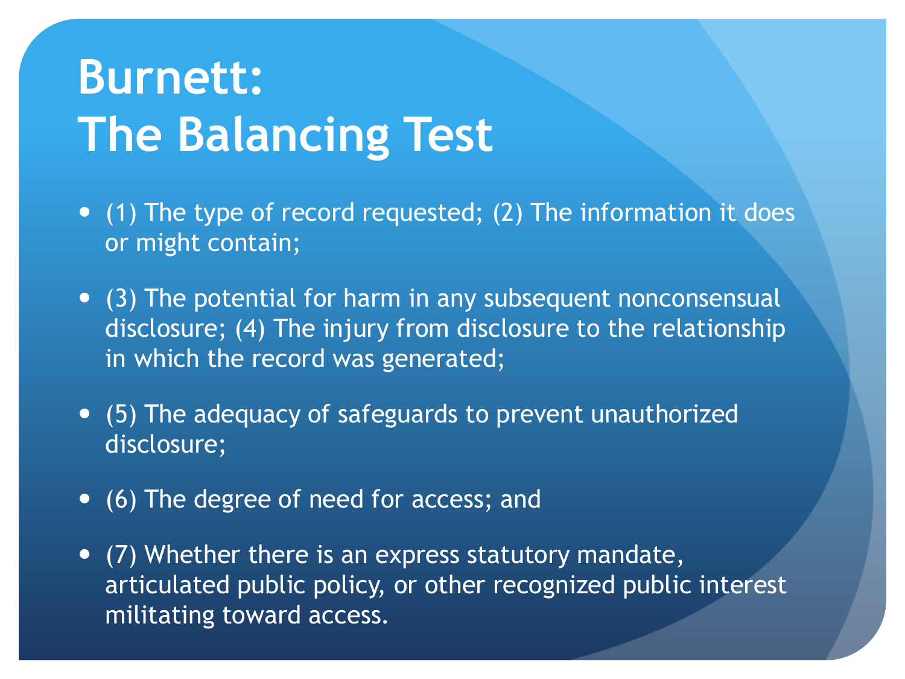# Burnett: The Balancing Test

- (1) The type of record requested; (2) The information it does or might contain;
- (3) The potential for harm in any subsequent nonconsensual disclosure; (4) The injury from disclosure to the relationship in which the record was generated;
- (5) The adequacy of safeguards to prevent unauthorized disclosure;
- (6) The degree of need for access; and
- (7) Whether there is an express statutory mandate, articulated public policy, or other recognized public interest militating toward access.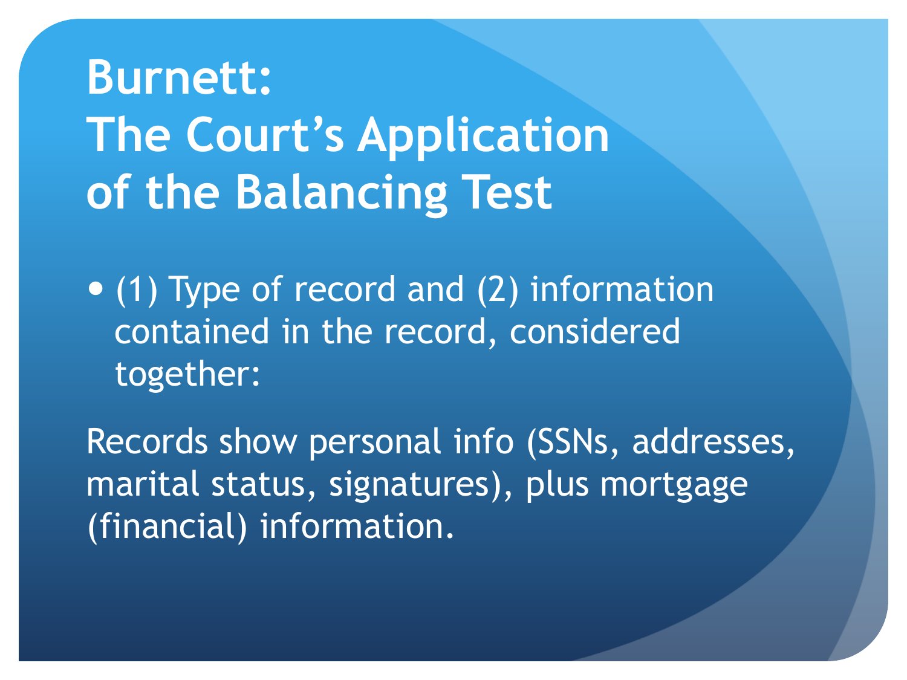# Burnett: The Court's Application of the Balancing Test

- (1) Type of record and (2) information contained in the record, considered together:

Records show personal info (SSNs, addresses, marital status, signatures), plus mortgage (financial) information.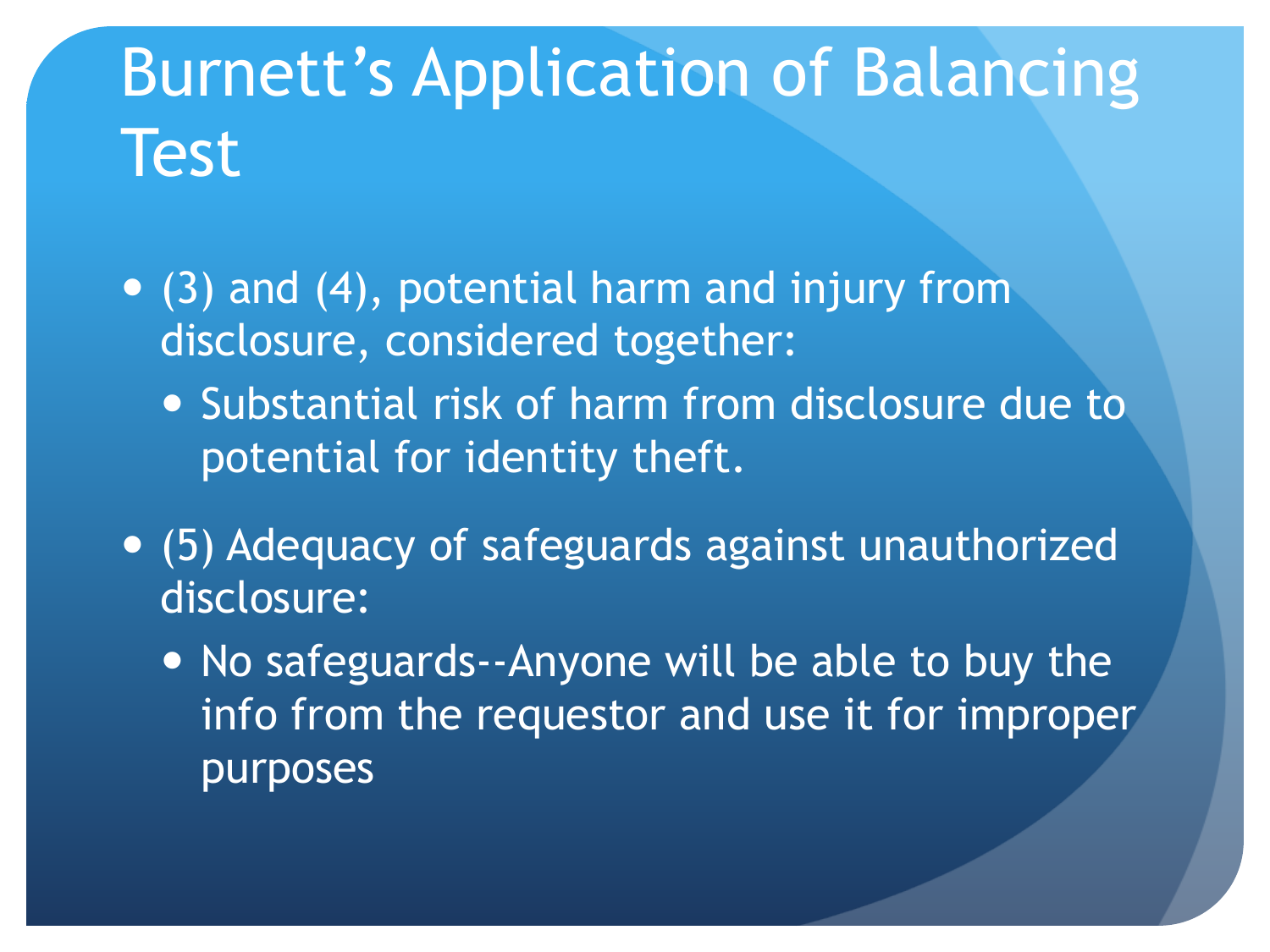# Burnett's Application of Balancing Test

- (3) and (4), potential harm and injury from disclosure, considered together:
  - Substantial risk of harm from disclosure due to potential for identity theft.
- (5) Adequacy of safeguards against unauthorized disclosure:
  - No safeguards--Anyone will be able to buy the info from the requestor and use it for improper purposes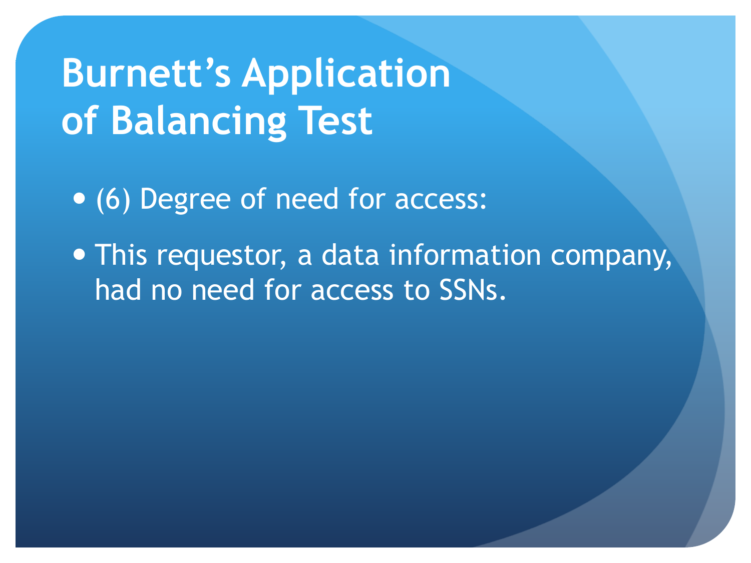# Burnett's Application of Balancing Test

- (6) Degree of need for access:
- This requestor, a data information company, had no need for access to SSNs.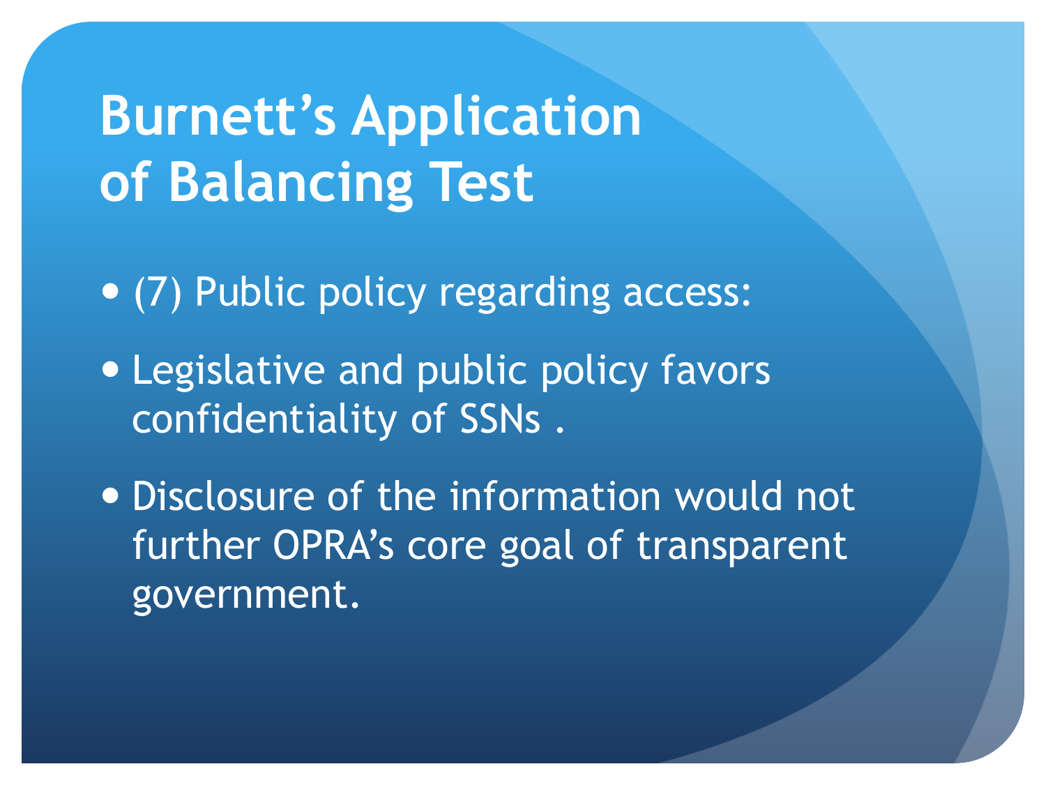# Burnett's Application of Balancing Test

- (7) Public policy regarding access:
- Legislative and public policy favors confidentiality of SSNs .
- Disclosure of the information would not further OPRA's core goal of transparent government.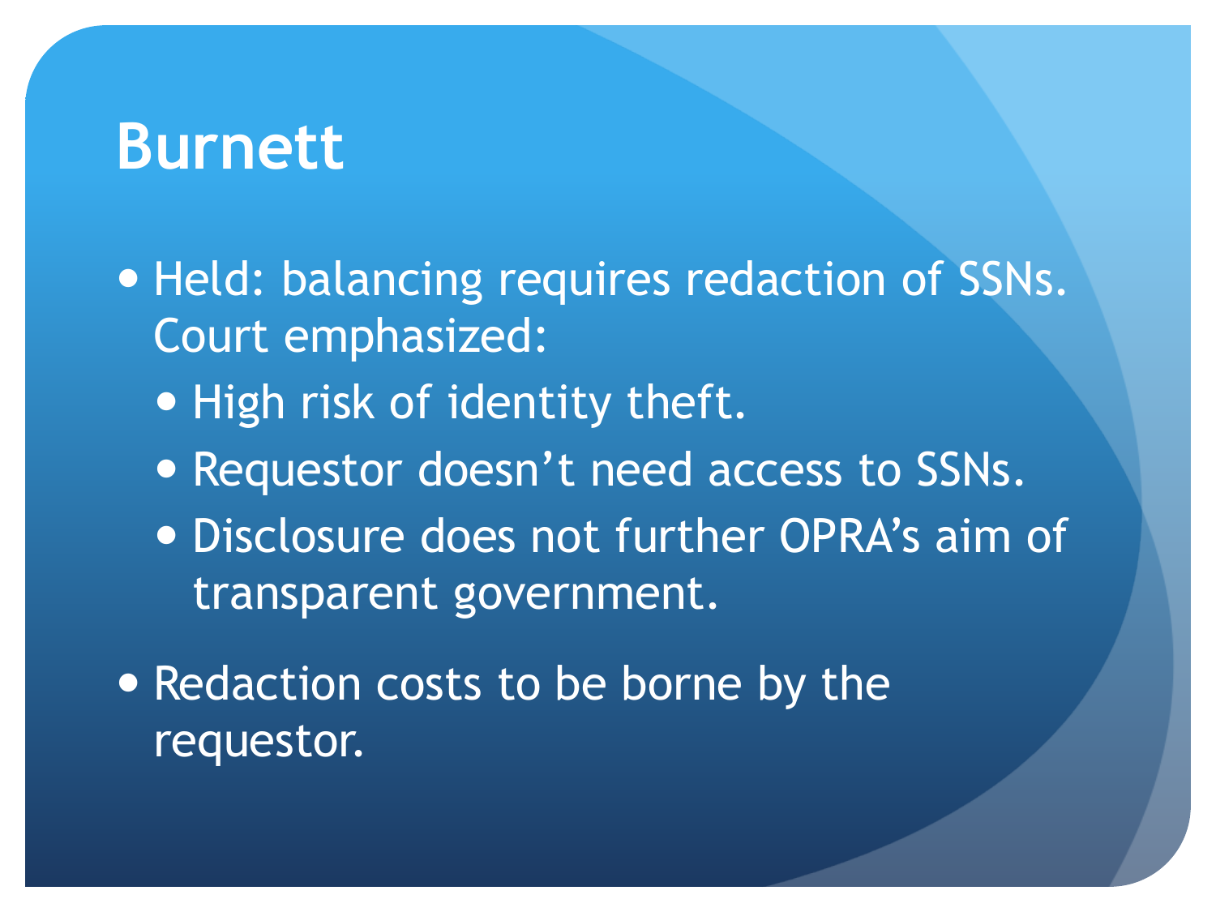# Burnett

- Held: balancing requires redaction of SSNs. Court emphasized:
  - High risk of identity theft.
  - Requestor doesn't need access to SSNs.
  - Disclosure does not further OPRA's aim of transparent government.
- Redaction costs to be borne by the requestor.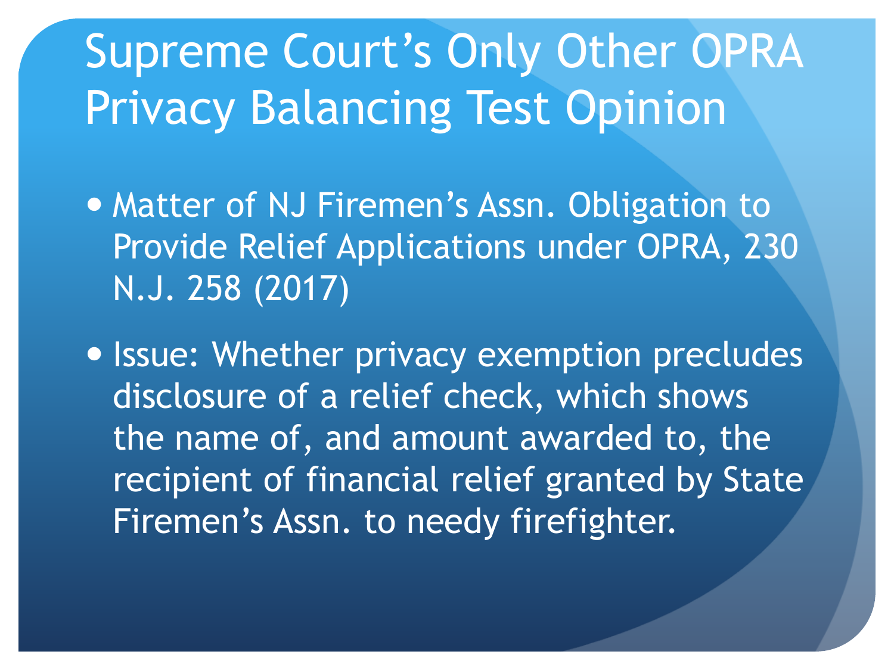# Supreme Court's Only Other OPRA Privacy Balancing Test Opinion

- Matter of NJ Firemen's Assn. Obligation to Provide Relief Applications under OPRA, 230 N.J. 258 (2017)
- Issue: Whether privacy exemption precludes disclosure of a relief check, which shows the name of, and amount awarded to, the recipient of financial relief granted by State Firemen's Assn. to needy firefighter.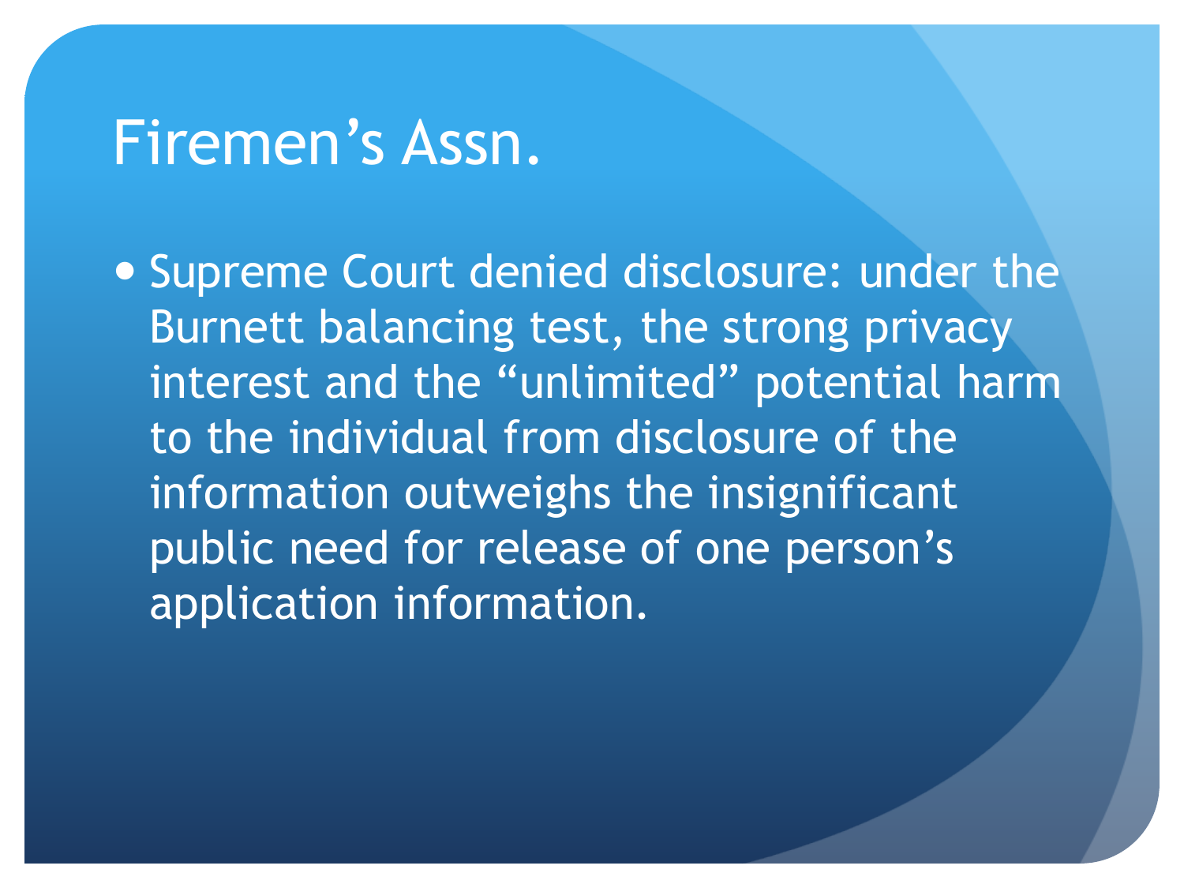# Firemen's Assn.

- Supreme Court denied disclosure: under the Burnett balancing test, the strong privacy interest and the "unlimited" potential harm to the individual from disclosure of the information outweighs the insignificant public need for release of one person's application information.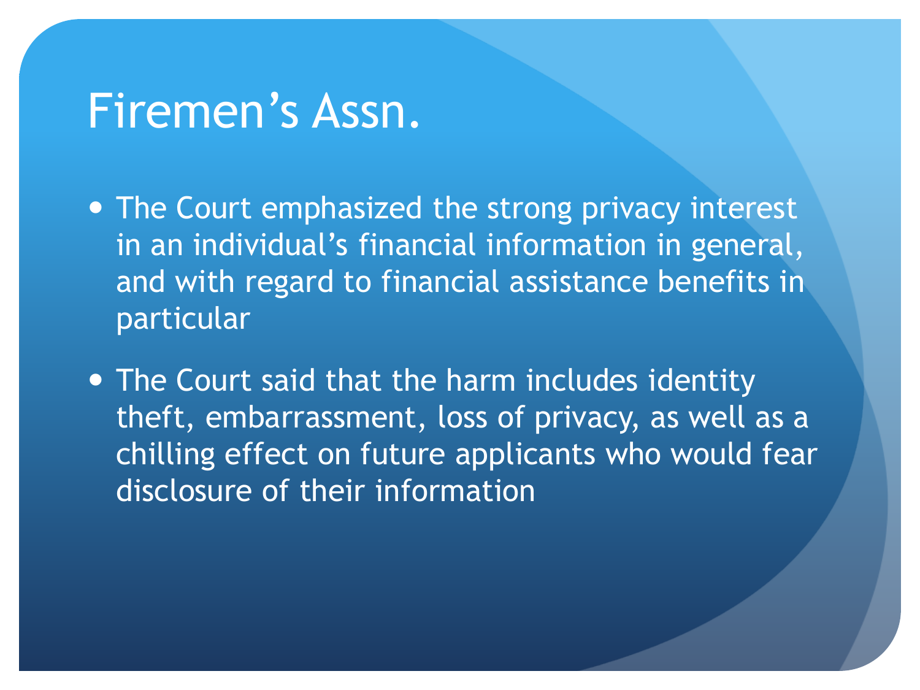# Firemen's Assn.

- The Court emphasized the strong privacy interest in an individual's financial information in general, and with regard to financial assistance benefits in particular
- The Court said that the harm includes identity theft, embarrassment, loss of privacy, as well as a chilling effect on future applicants who would fear disclosure of their information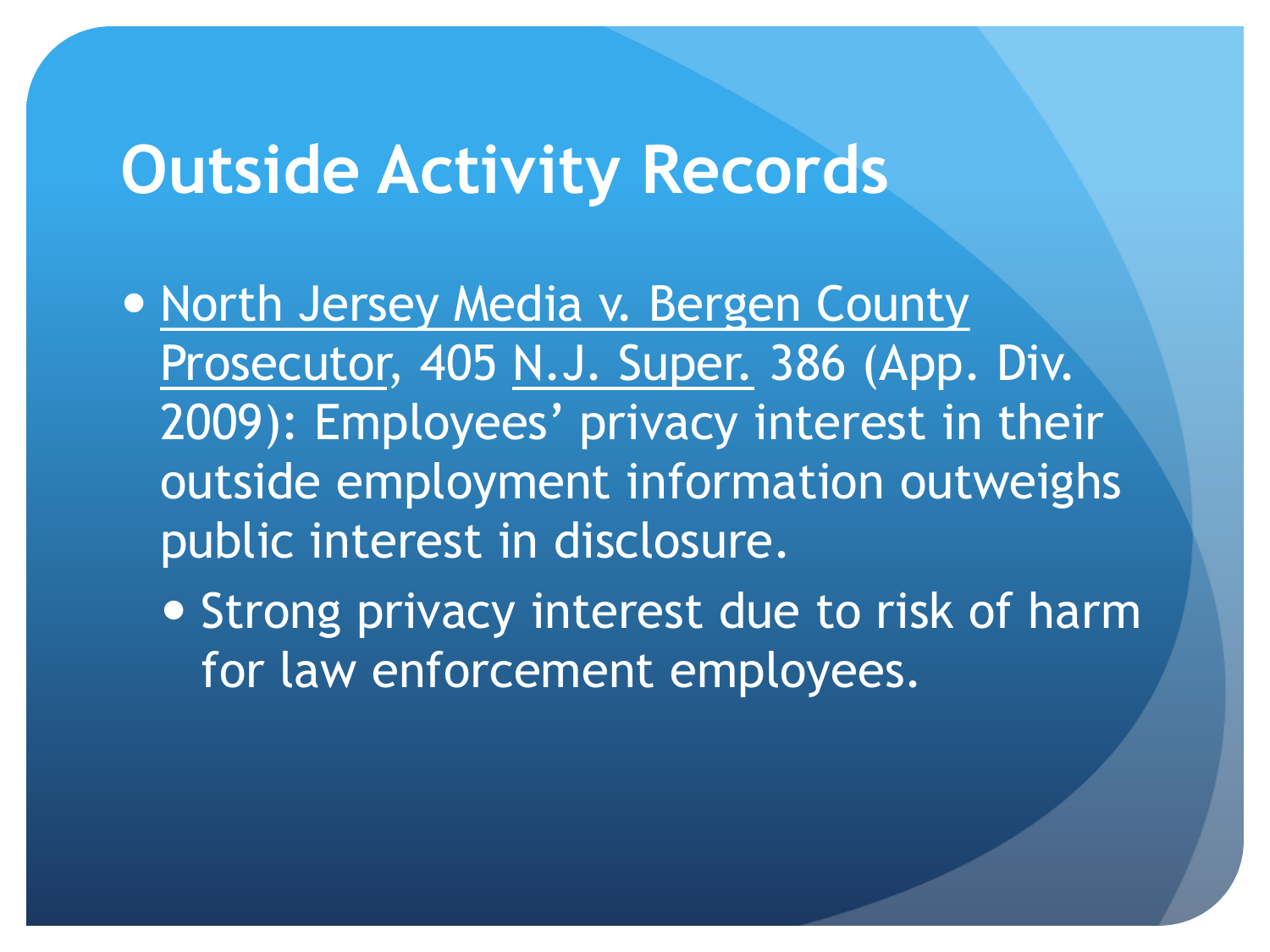# Outside Activity Records

- North Jersey Media v. Bergen County Prosecutor, 405 N.J. Super. 386 (App. Div. 2009): Employees' privacy interest in their outside employment information outweighs public interest in disclosure.
  - Strong privacy interest due to risk of harm for law enforcement employees.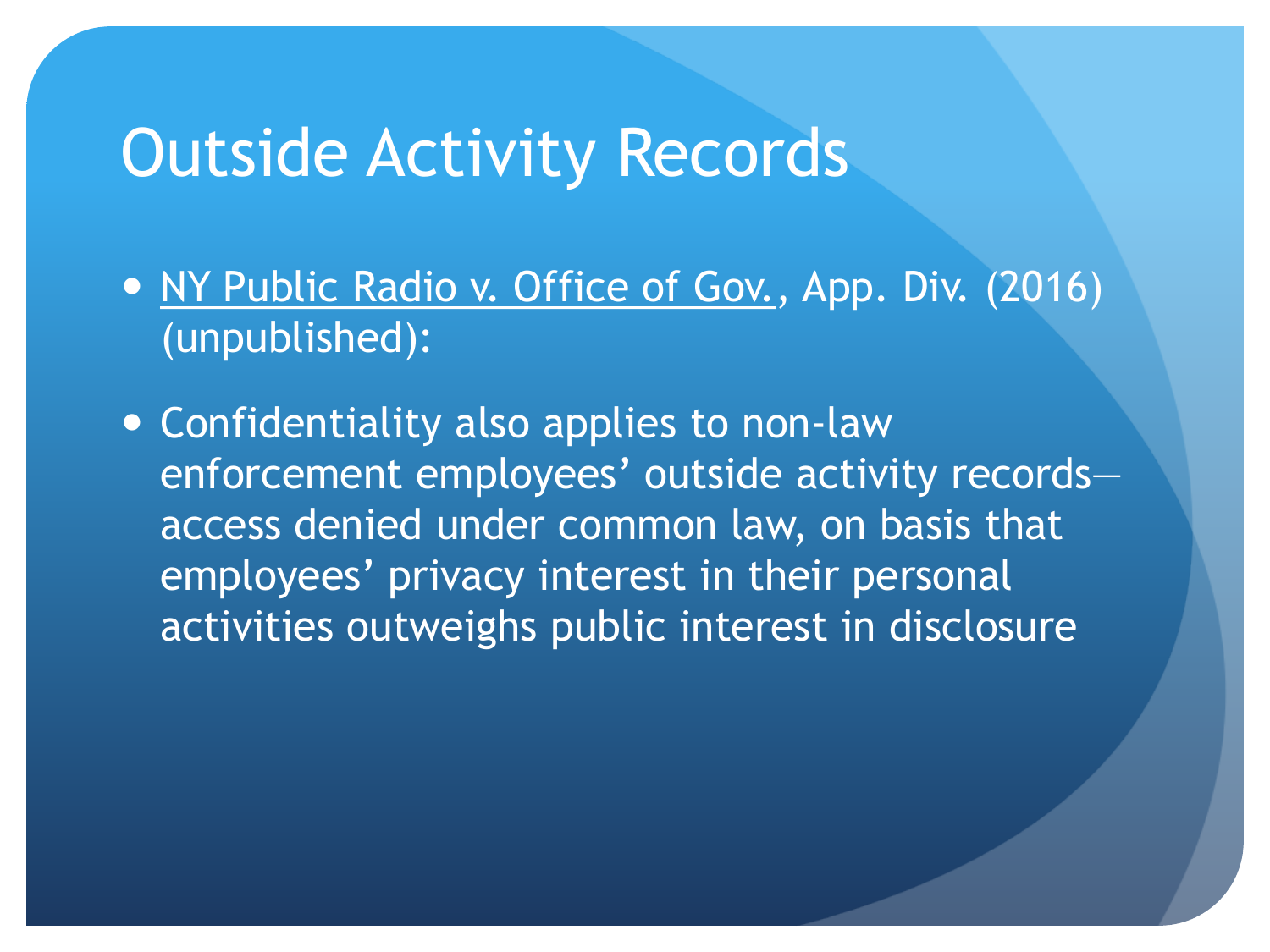# Outside Activity Records

- NY Public Radio v. Office of Gov., App. Div. (2016) (unpublished):
- Confidentiality also applies to non-law enforcement employees' outside activity records—access denied under common law, on basis that employees' privacy interest in their personal activities outweighs public interest in disclosure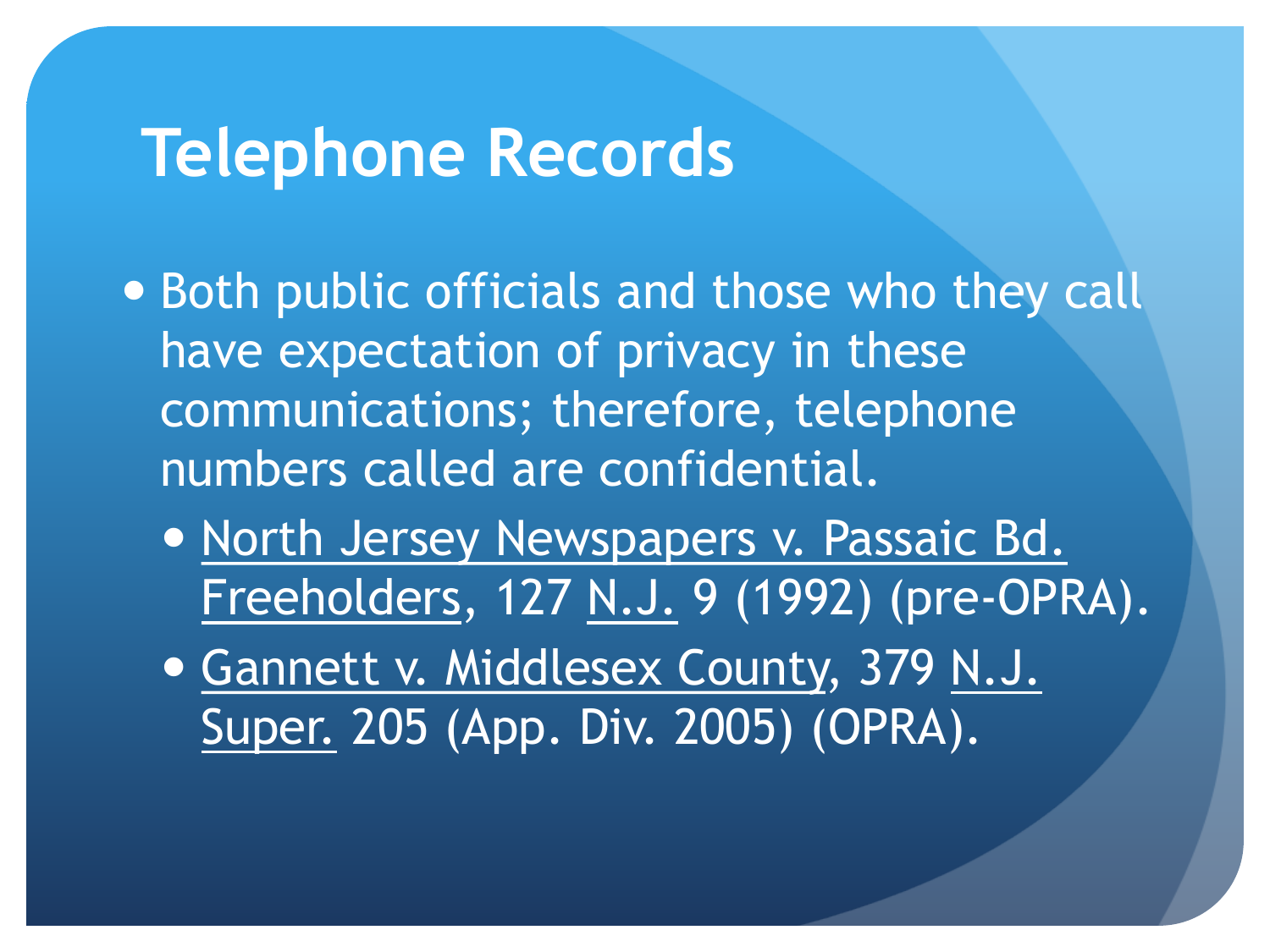# Telephone Records

- Both public officials and those who they call have expectation of privacy in these communications; therefore, telephone numbers called are confidential.
  - North Jersey Newspapers v. Passaic Bd. Freeholders, 127 N.J. 9 (1992) (pre-OPRA).
  - Gannett v. Middlesex County, 379 N.J. Super. 205 (App. Div. 2005) (OPRA).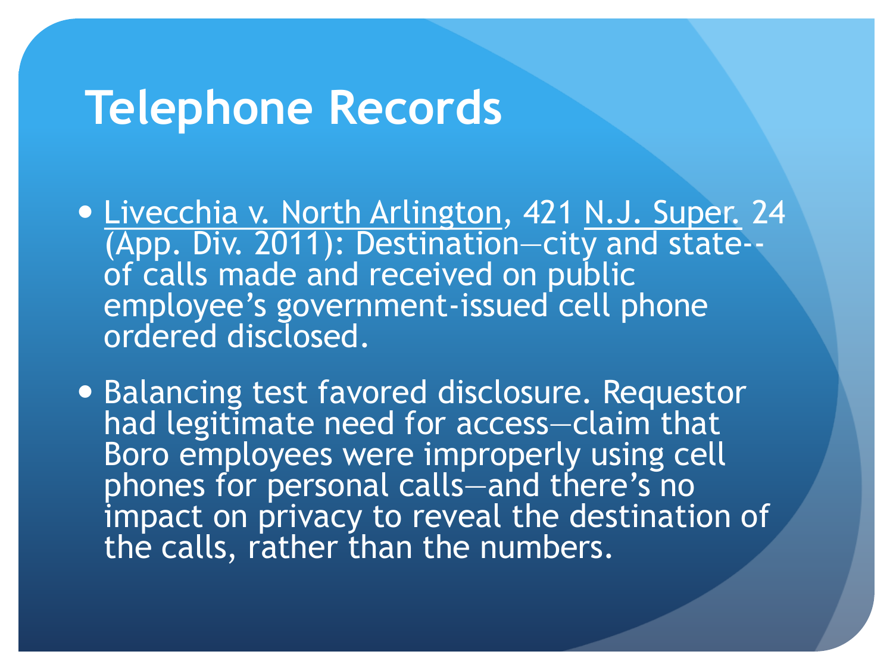# Telephone Records

- Livecchia v. North Arlington, 421 N.J. Super. 24 (App. Div. 2011): Destination—city and state--of calls made and received on public employee's government-issued cell phone ordered disclosed.
- Balancing test favored disclosure. Requestor had legitimate need for access—claim that Boro employees were improperly using cell phones for personal calls—and there's no impact on privacy to reveal the destination of the calls, rather than the numbers.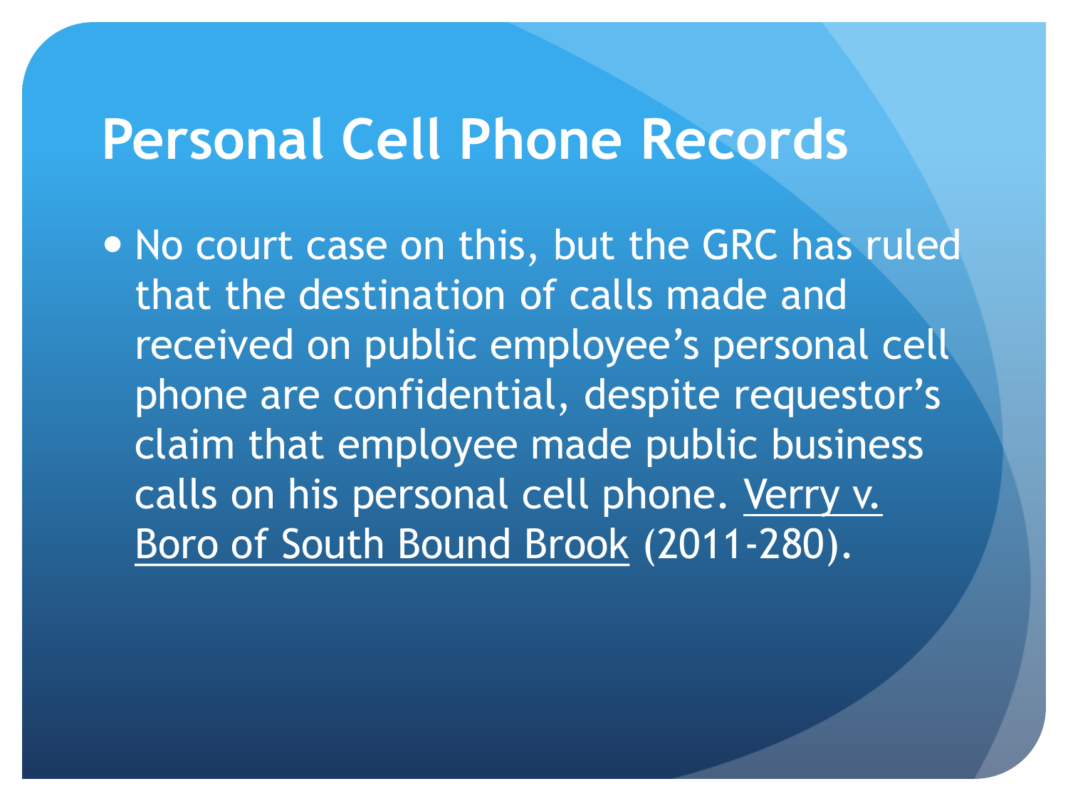# Personal Cell Phone Records

- No court case on this, but the GRC has ruled that the destination of calls made and received on public employee's personal cell phone are confidential, despite requestor's claim that employee made public business calls on his personal cell phone. Verry v. Boro of South Bound Brook (2011-280).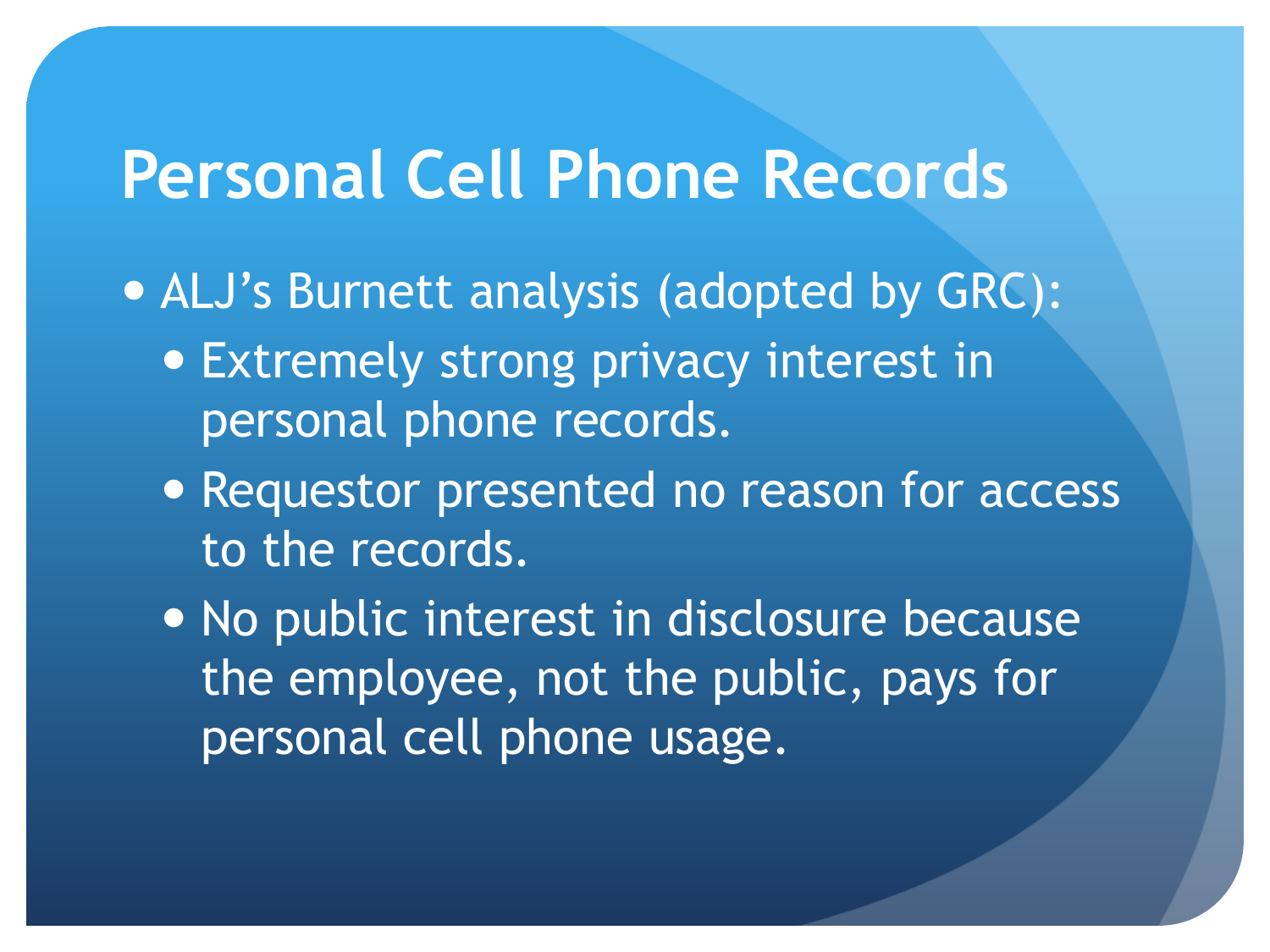# Personal Cell Phone Records

- ALJ’s Burnett analysis (adopted by GRC):
  - Extremely strong privacy interest in personal phone records.
  - Requestor presented no reason for access to the records.
  - No public interest in disclosure because the employee, not the public, pays for personal cell phone usage.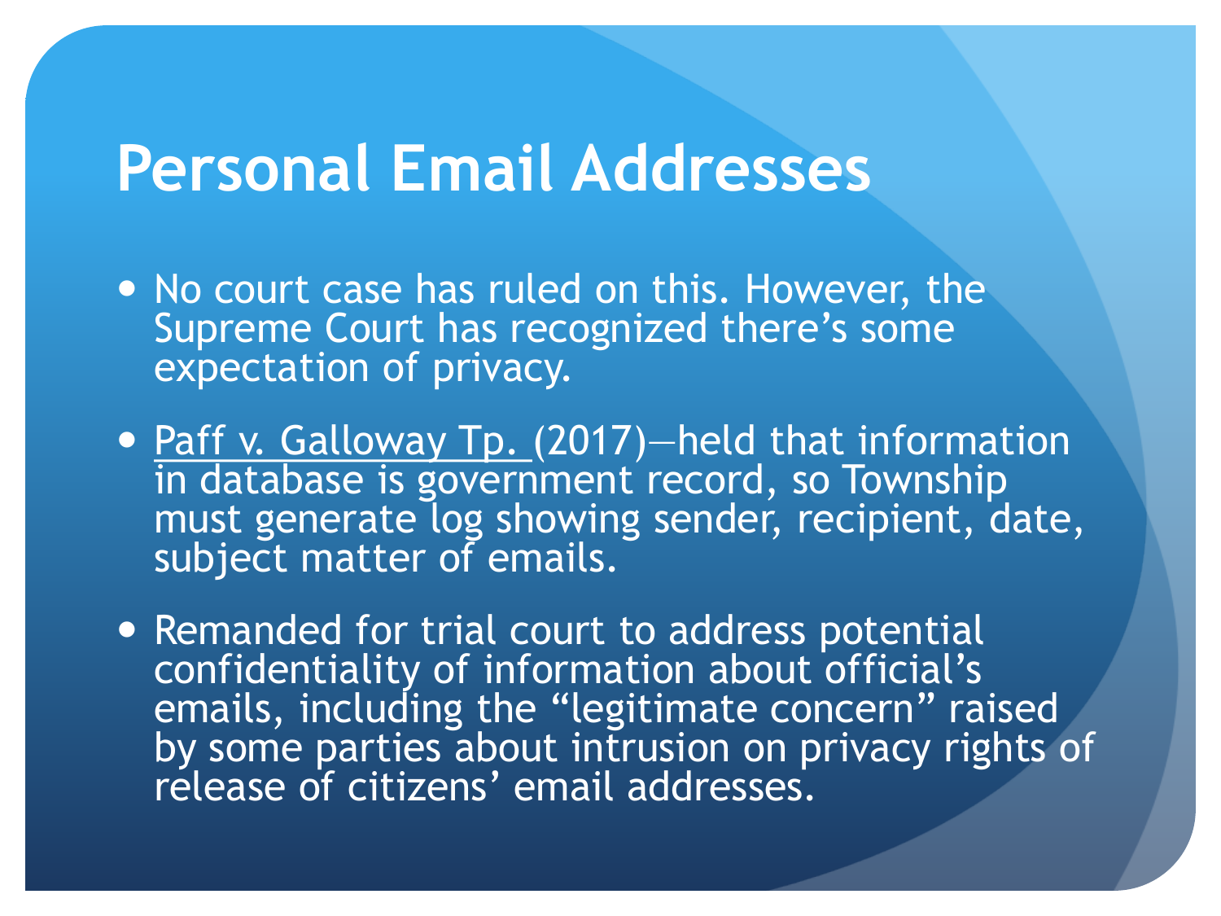# Personal Email Addresses

- No court case has ruled on this. However, the Supreme Court has recognized there's some expectation of privacy.
- Paff v. Galloway Tp. (2017)—held that information in database is government record, so Township must generate log showing sender, recipient, date, subject matter of emails.
- Remanded for trial court to address potential confidentiality of information about official's emails, including the "legitimate concern" raised by some parties about intrusion on privacy rights of release of citizens' email addresses.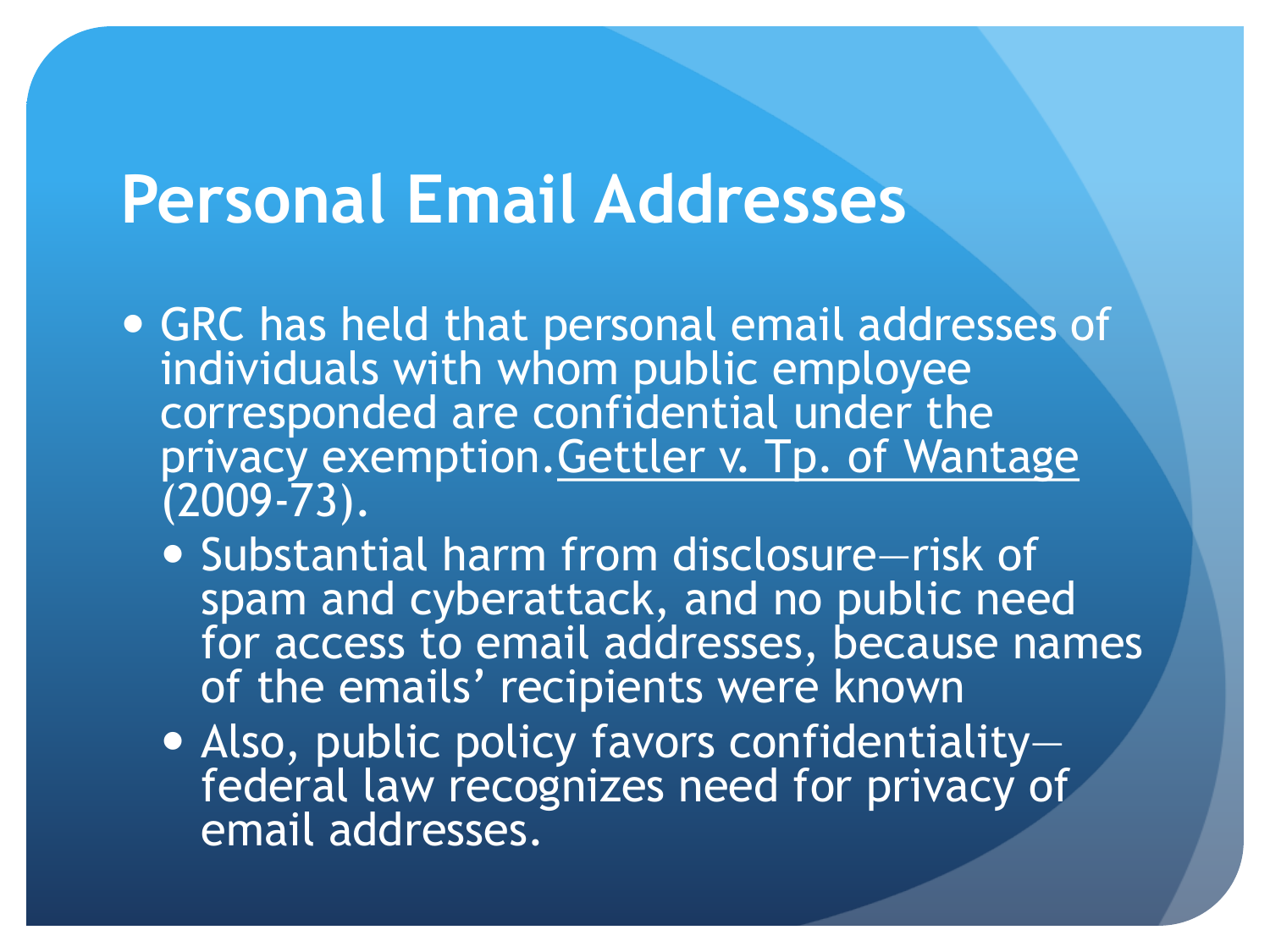# Personal Email Addresses

- GRC has held that personal email addresses of individuals with whom public employee corresponded are confidential under the privacy exemption. Gettler v. Tp. of Wantage (2009-73).
  - Substantial harm from disclosure—risk of spam and cyberattack, and no public need for access to email addresses, because names of the emails' recipients were known
  - Also, public policy favors confidentiality—federal law recognizes need for privacy of email addresses.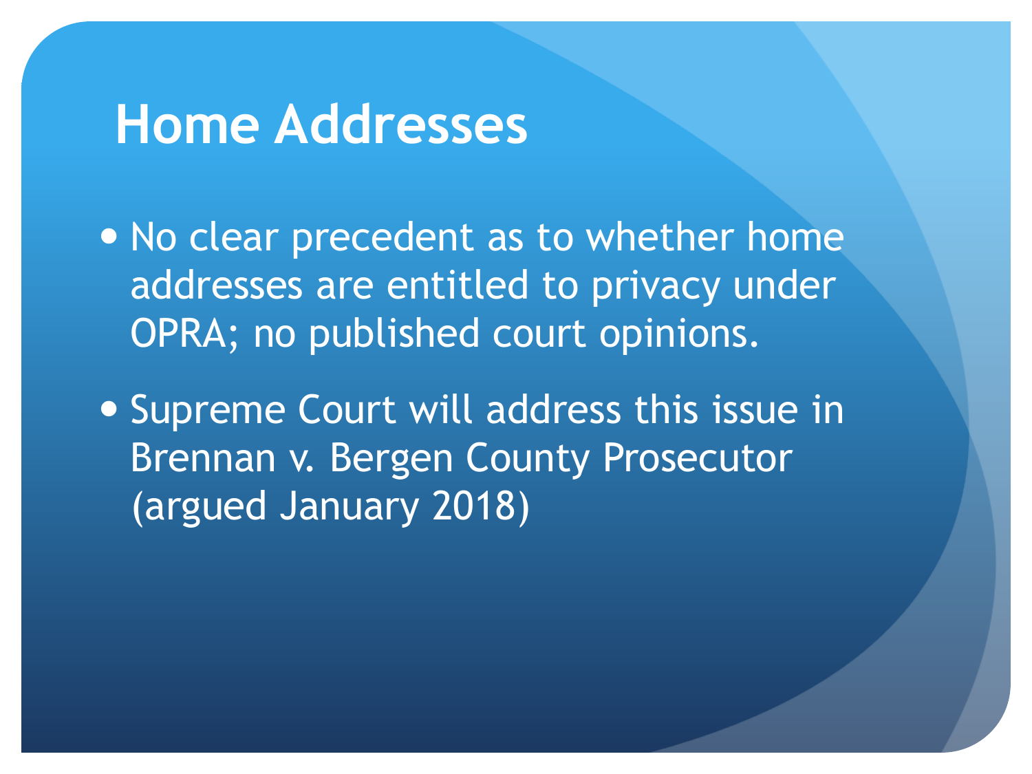# Home Addresses

- No clear precedent as to whether home addresses are entitled to privacy under OPRA; no published court opinions.
- Supreme Court will address this issue in Brennan v. Bergen County Prosecutor (argued January 2018)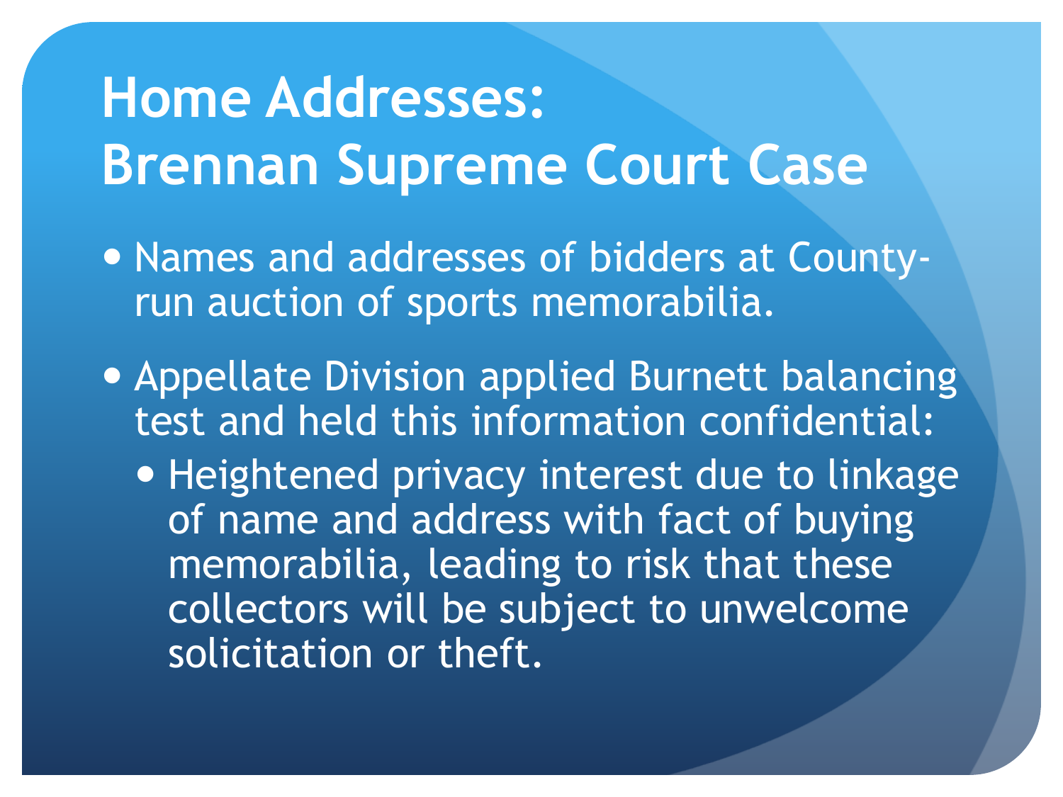# Home Addresses: Brennan Supreme Court Case

- Names and addresses of bidders at County-run auction of sports memorabilia.
- Appellate Division applied Burnett balancing test and held this information confidential:
  - Heightened privacy interest due to linkage of name and address with fact of buying memorabilia, leading to risk that these collectors will be subject to unwelcome solicitation or theft.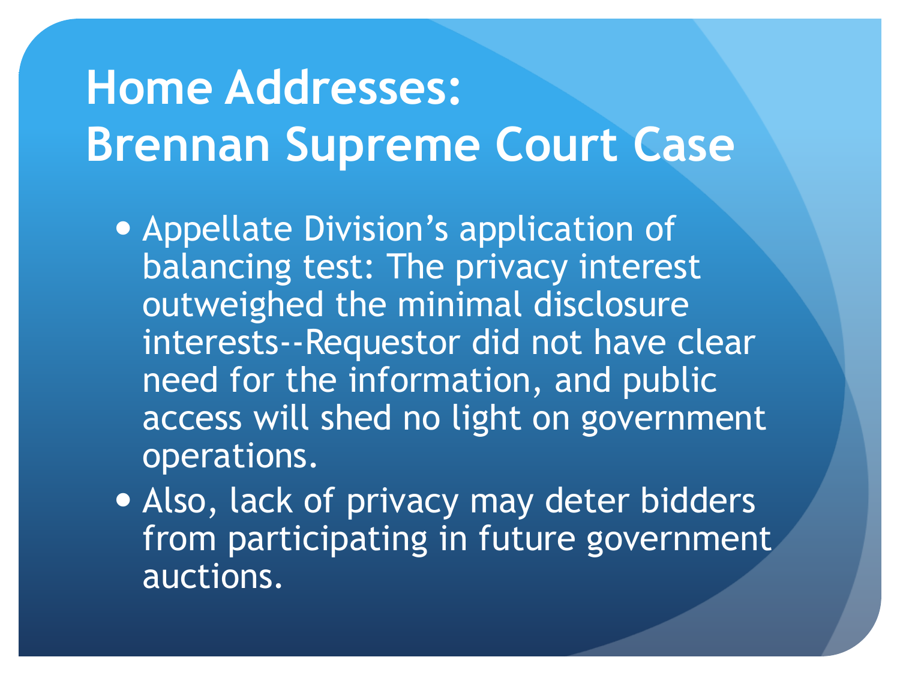# Home Addresses: Brennan Supreme Court Case

- Appellate Division's application of balancing test: The privacy interest outweighed the minimal disclosure interests--Requestor did not have clear need for the information, and public access will shed no light on government operations.
- Also, lack of privacy may deter bidders from participating in future government auctions.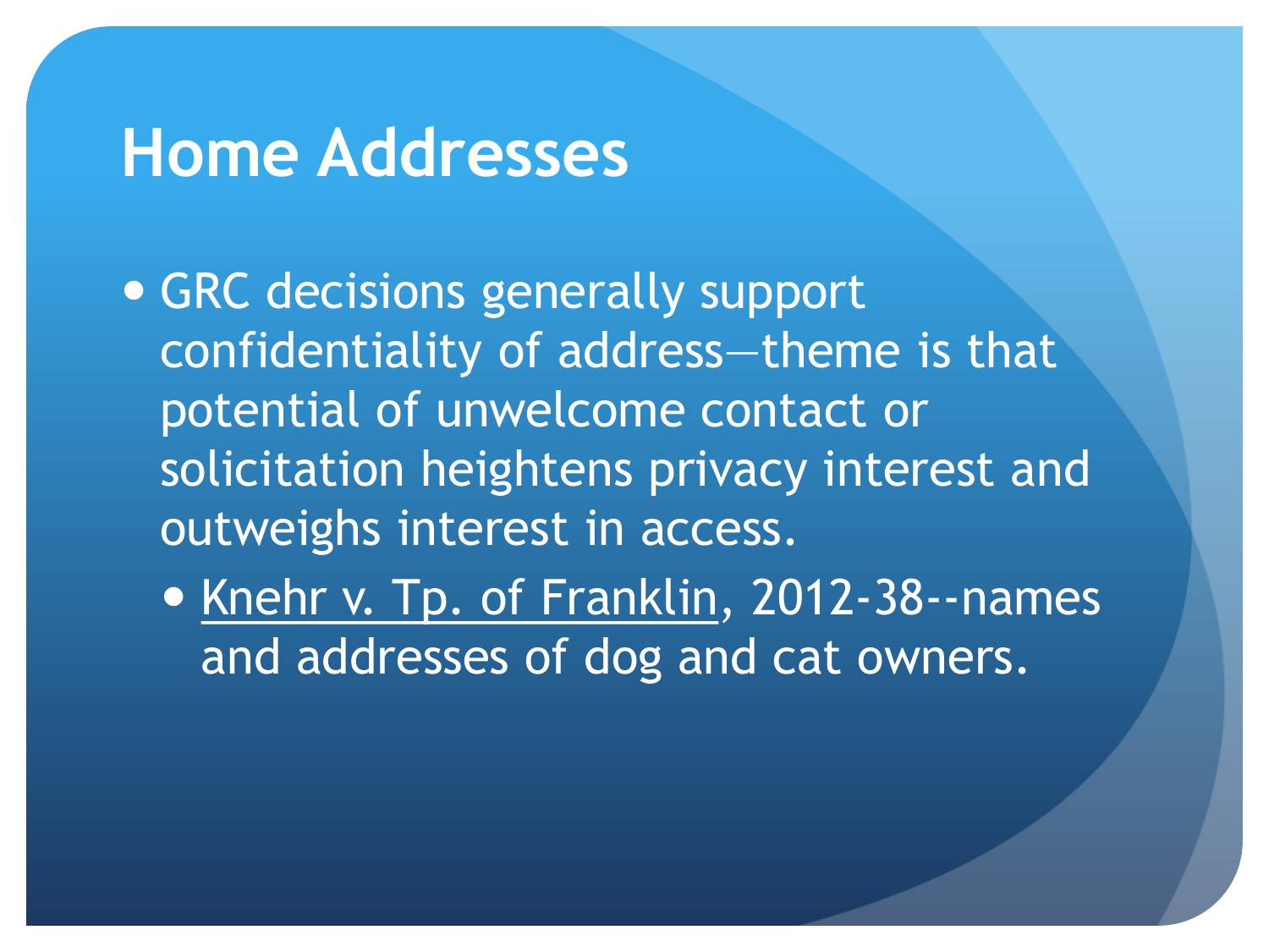# Home Addresses

- GRC decisions generally support confidentiality of address—theme is that potential of unwelcome contact or solicitation heightens privacy interest and outweighs interest in access.
  - Knehr v. Tp. of Franklin, 2012-38--names and addresses of dog and cat owners.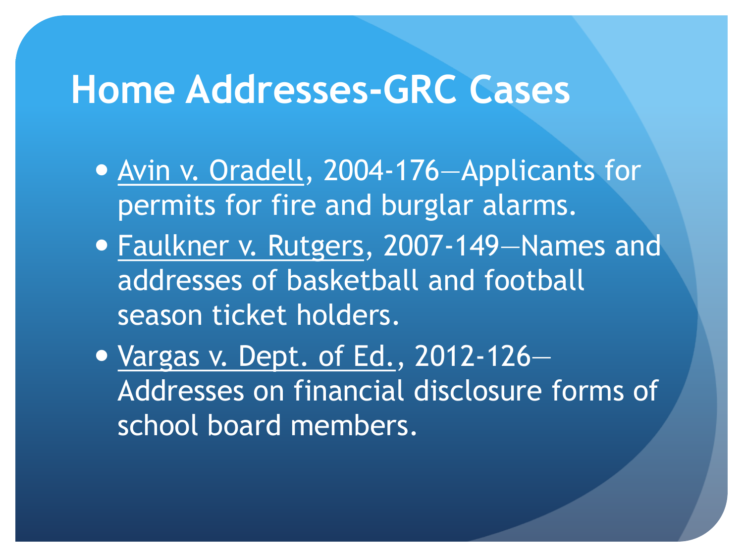# Home Addresses-GRC Cases

- Avin v. Oradell, 2004-176—Applicants for permits for fire and burglar alarms.
- Faulkner v. Rutgers, 2007-149—Names and addresses of basketball and football season ticket holders.
- Vargas v. Dept. of Ed., 2012-126—Addresses on financial disclosure forms of school board members.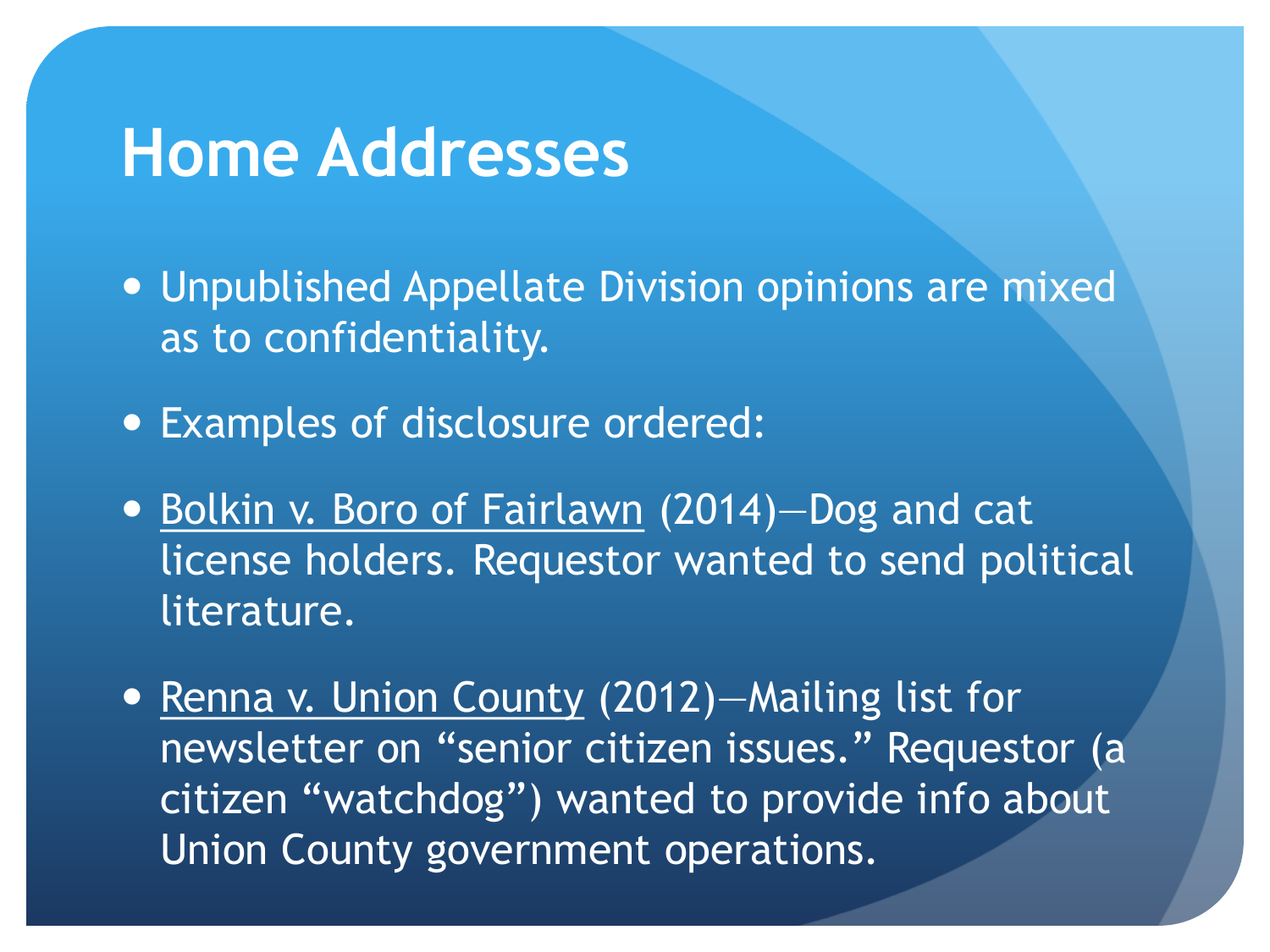# Home Addresses

- Unpublished Appellate Division opinions are mixed as to confidentiality.
- Examples of disclosure ordered:
- Bolkin v. Boro of Fairlawn (2014)—Dog and cat license holders. Requestor wanted to send political literature.
- Renna v. Union County (2012)—Mailing list for newsletter on "senior citizen issues." Requestor (a citizen "watchdog") wanted to provide info about Union County government operations.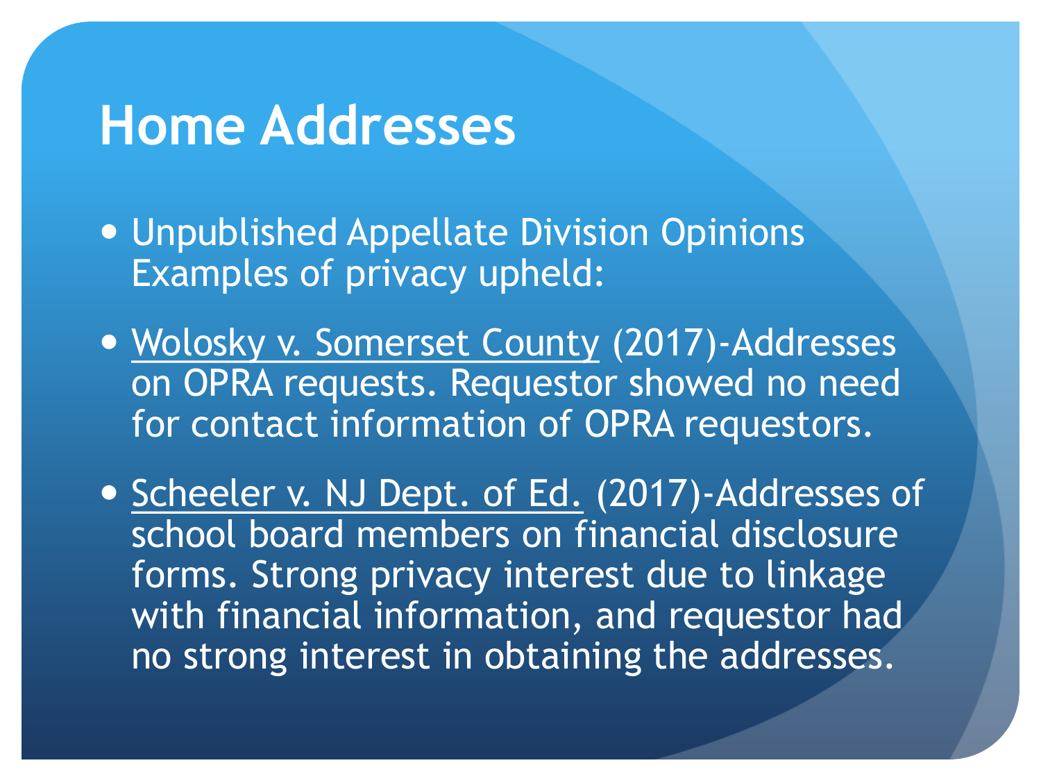# Home Addresses

- Unpublished Appellate Division Opinions Examples of privacy upheld:
- Wolosky v. Somerset County (2017)-Addresses on OPRA requests. Requestor showed no need for contact information of OPRA requestors.
- Scheeler v. NJ Dept. of Ed. (2017)-Addresses of school board members on financial disclosure forms. Strong privacy interest due to linkage with financial information, and requestor had no strong interest in obtaining the addresses.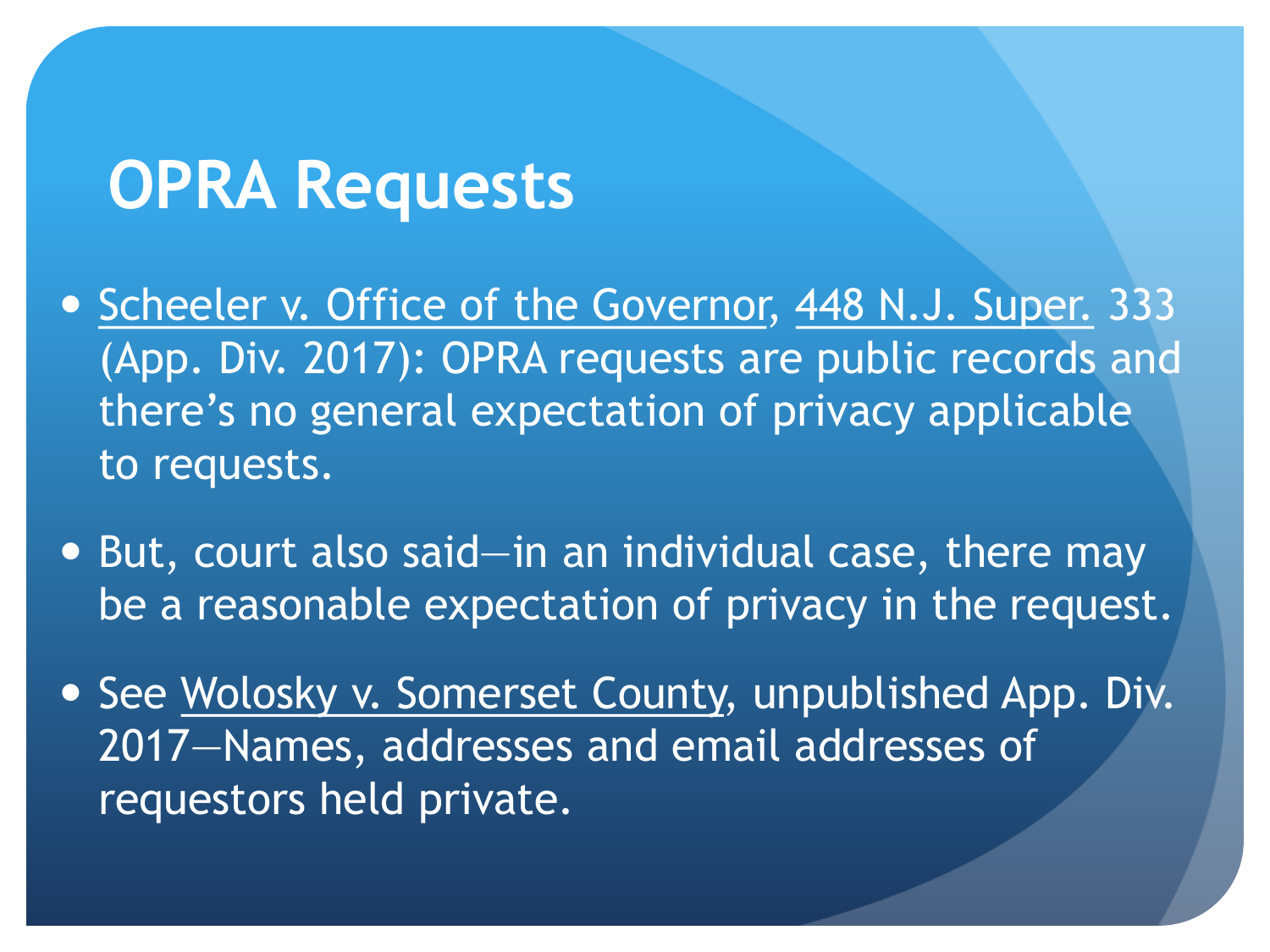# OPRA Requests

- Scheeler v. Office of the Governor, 448 N.J. Super. 333 (App. Div. 2017): OPRA requests are public records and there's no general expectation of privacy applicable to requests.
- But, court also said—in an individual case, there may be a reasonable expectation of privacy in the request.
- See Wolosky v. Somerset County, unpublished App. Div. 2017—Names, addresses and email addresses of requestors held private.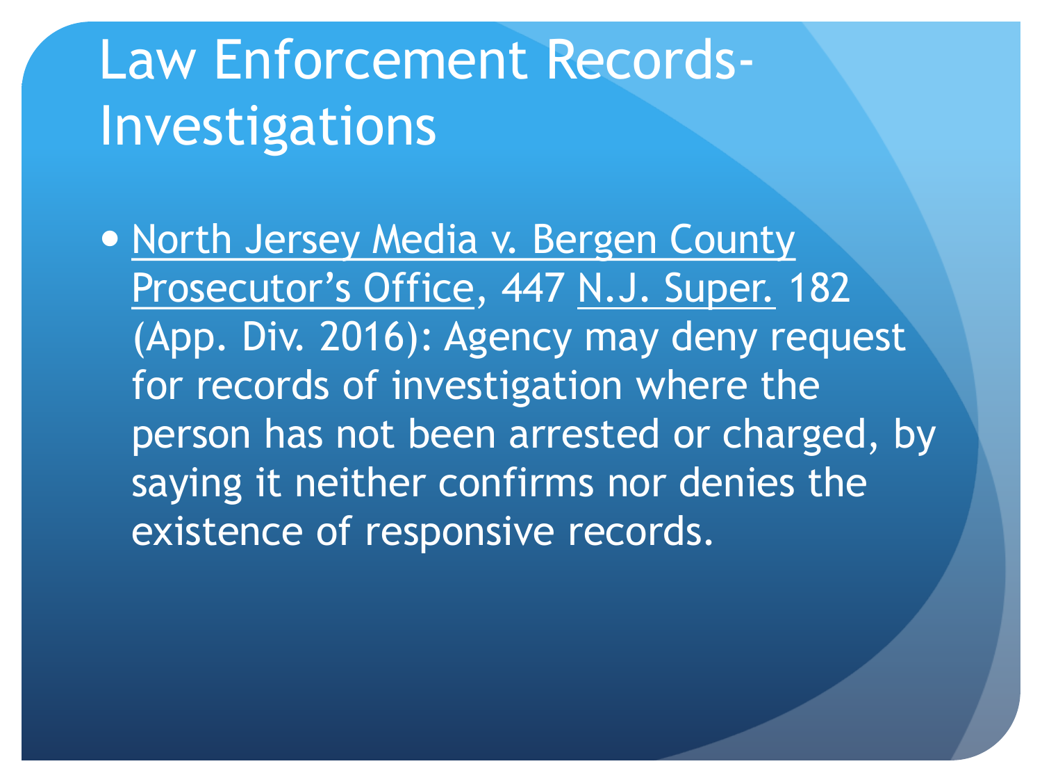# Law Enforcement Records-Investigations

- North Jersey Media v. Bergen County Prosecutor's Office, 447 N.J. Super. 182 (App. Div. 2016): Agency may deny request for records of investigation where the person has not been arrested or charged, by saying it neither confirms nor denies the existence of responsive records.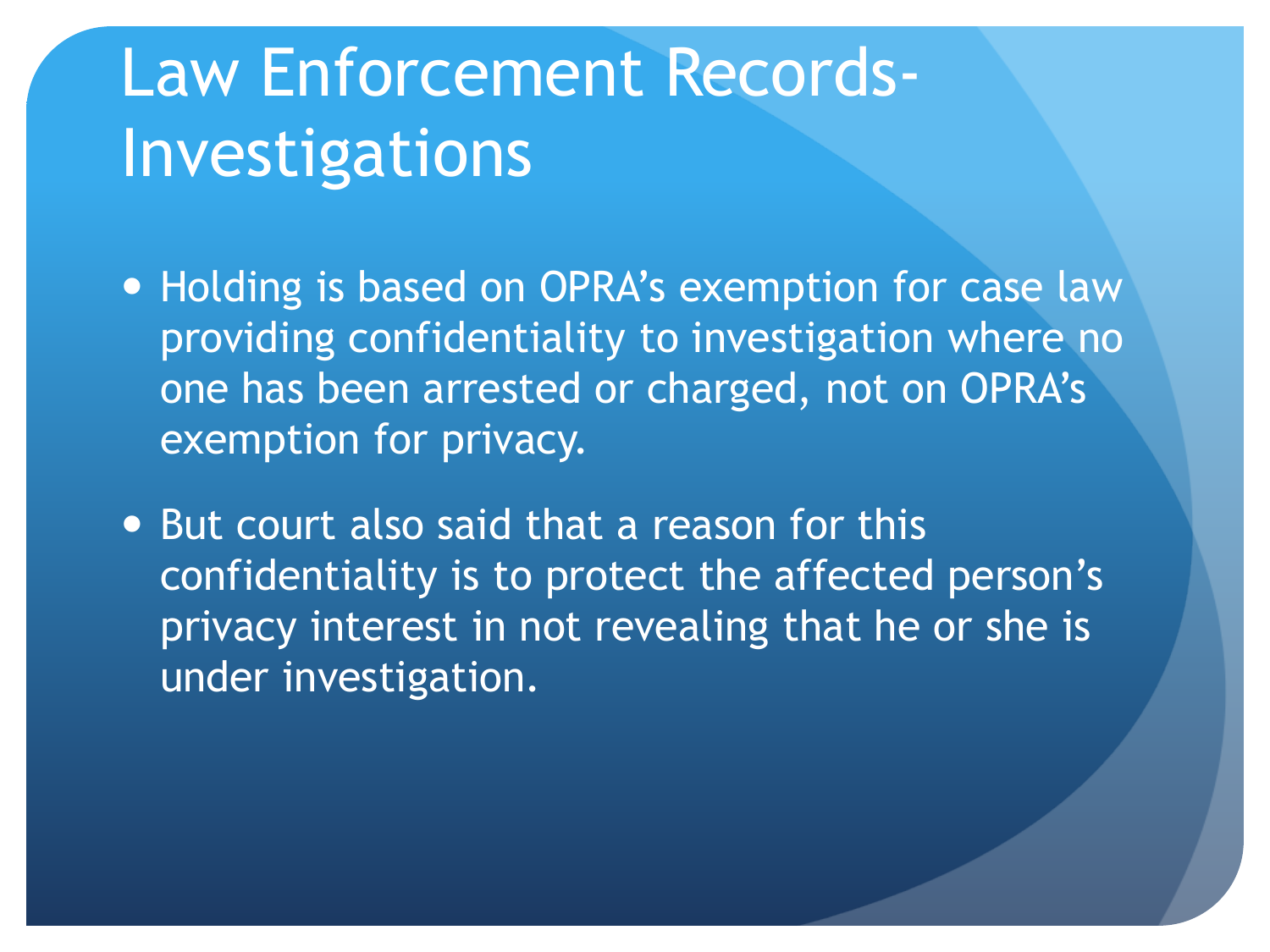# Law Enforcement Records-Investigations

- Holding is based on OPRA's exemption for case law providing confidentiality to investigation where no one has been arrested or charged, not on OPRA's exemption for privacy.
- But court also said that a reason for this confidentiality is to protect the affected person's privacy interest in not revealing that he or she is under investigation.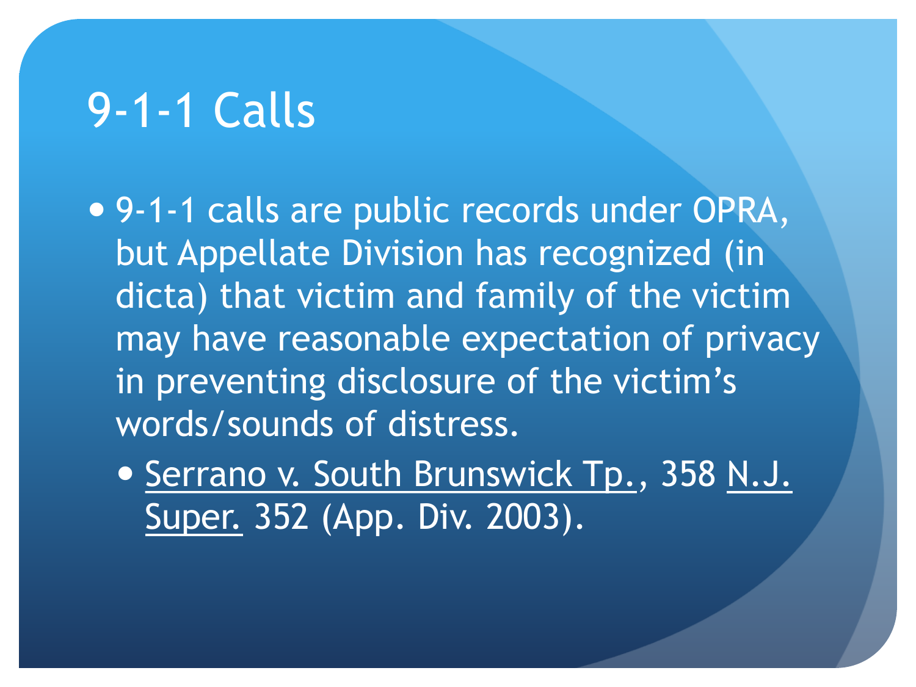# 9-1-1 Calls

- 9-1-1 calls are public records under OPRA, but Appellate Division has recognized (in dicta) that victim and family of the victim may have reasonable expectation of privacy in preventing disclosure of the victim's words/sounds of distress.
  - Serrano v. South Brunswick Tp., 358 N.J. Super. 352 (App. Div. 2003).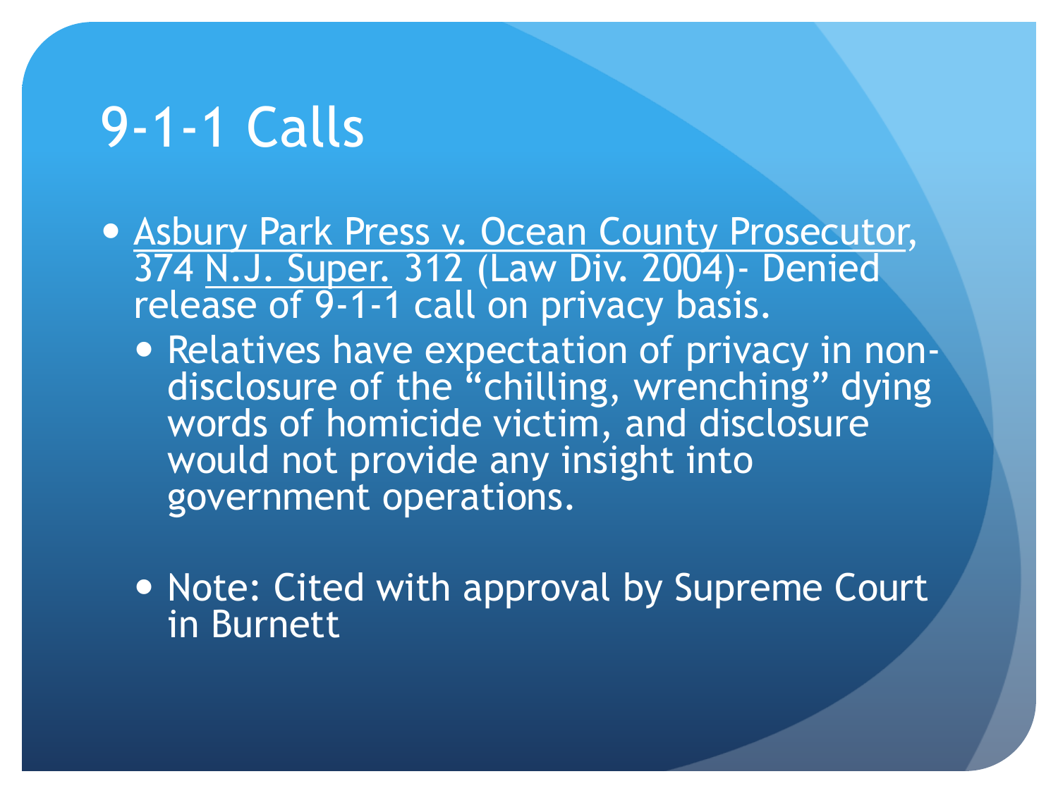# 9-1-1 Calls

- Asbury Park Press v. Ocean County Prosecutor, 374 N.J. Super. 312 (Law Div. 2004)- Denied release of 9-1-1 call on privacy basis.
  - Relatives have expectation of privacy in non-disclosure of the "chilling, wrenching" dying words of homicide victim, and disclosure would not provide any insight into government operations.
  - Note: Cited with approval by Supreme Court in Burnett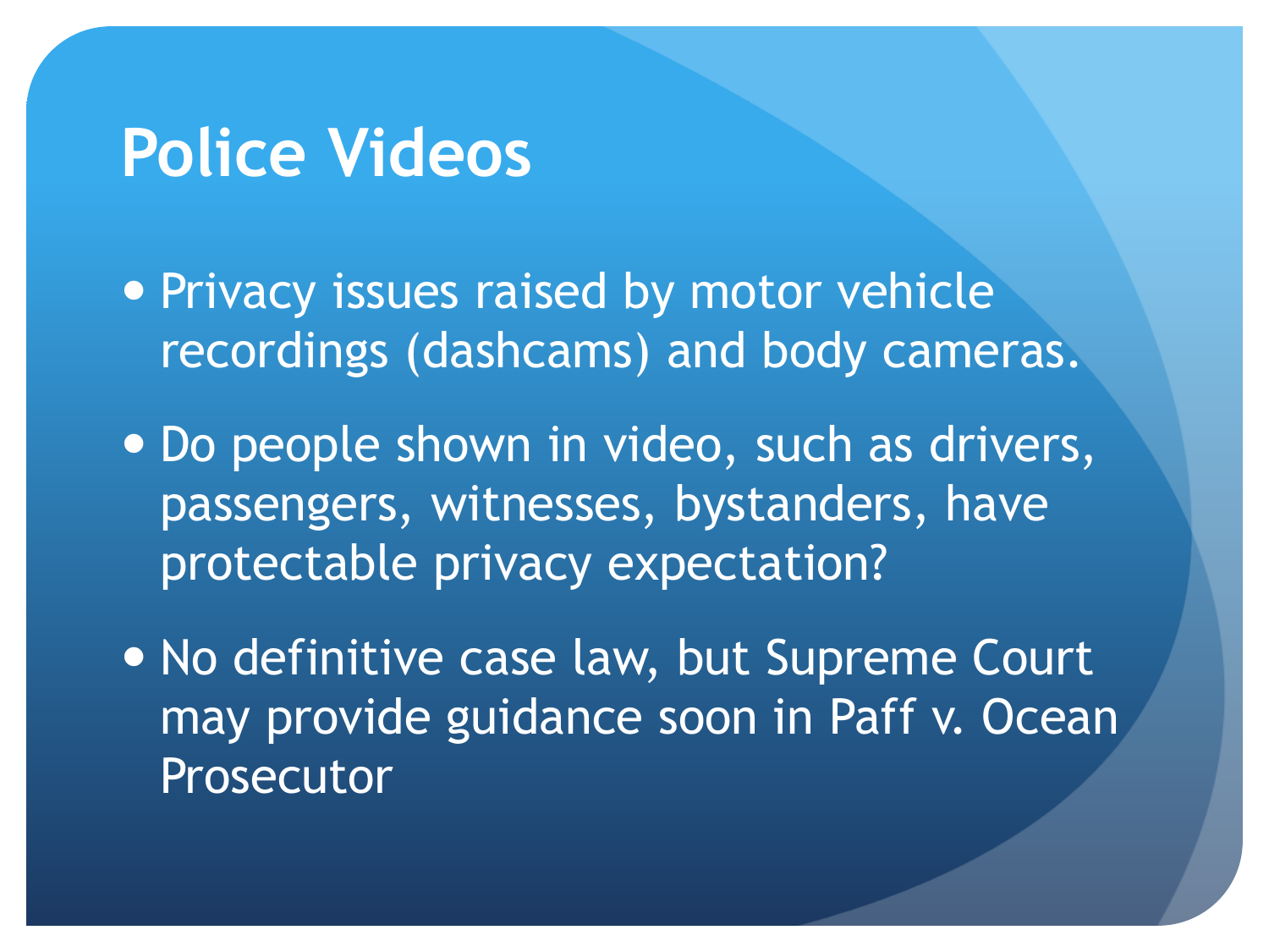# Police Videos

- Privacy issues raised by motor vehicle recordings (dashcams) and body cameras.
- Do people shown in video, such as drivers, passengers, witnesses, bystanders, have protectable privacy expectation?
- No definitive case law, but Supreme Court may provide guidance soon in Paff v. Ocean Prosecutor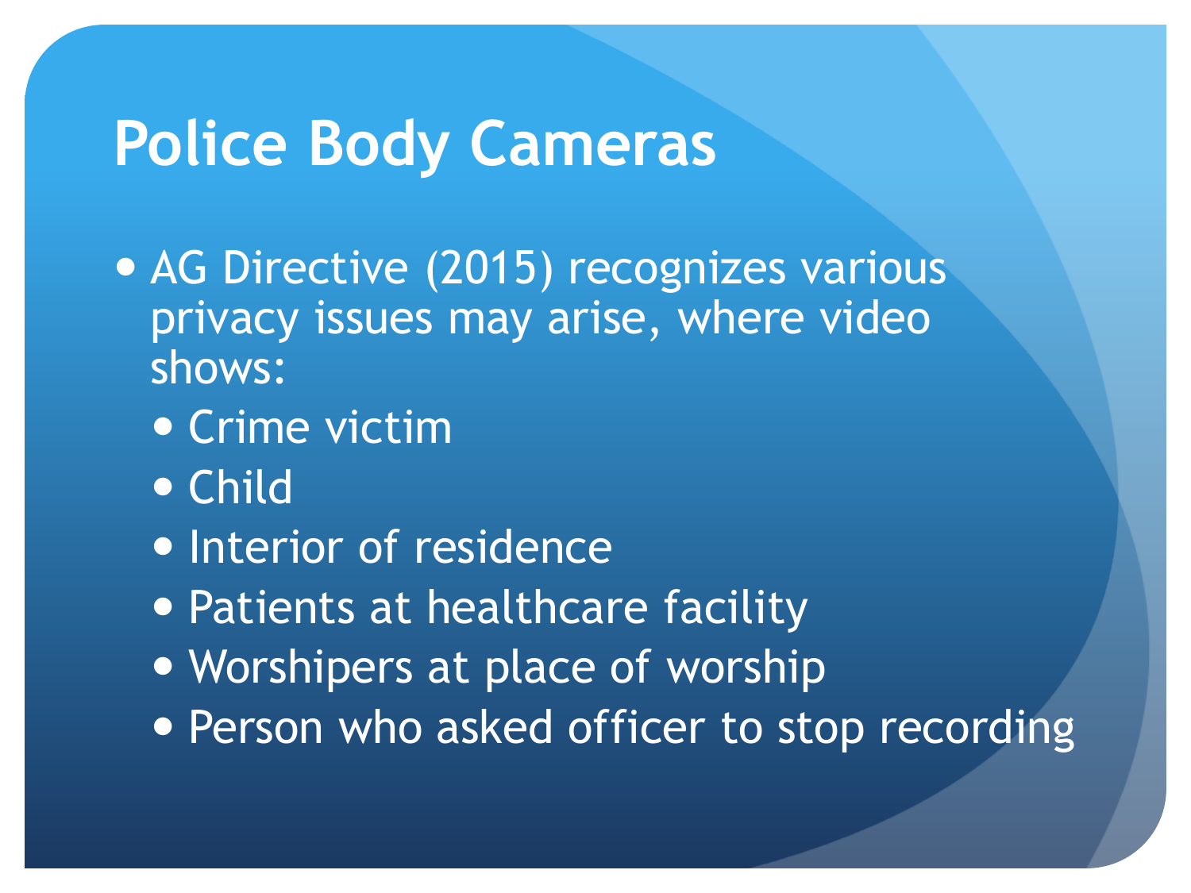# Police Body Cameras

- AG Directive (2015) recognizes various privacy issues may arise, where video shows:
  - Crime victim
  - Child
  - Interior of residence
  - Patients at healthcare facility
  - Worshipers at place of worship
  - Person who asked officer to stop recording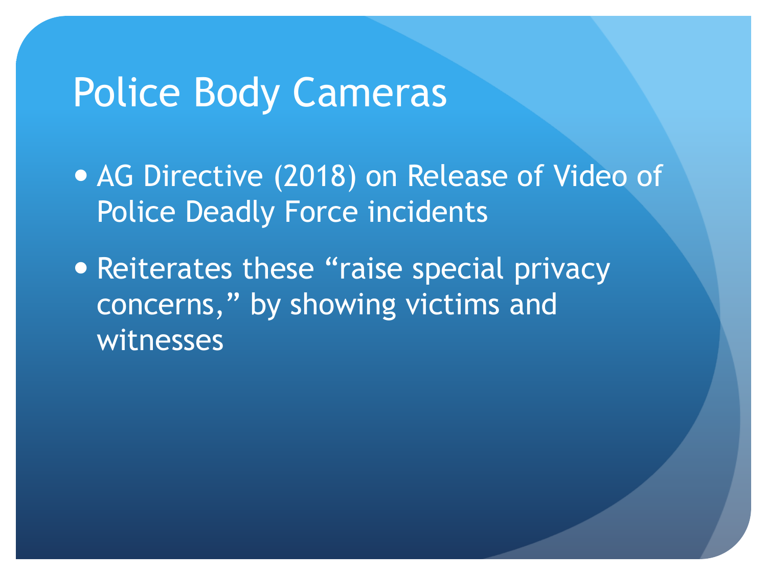# Police Body Cameras

- AG Directive (2018) on Release of Video of Police Deadly Force incidents
- Reiterates these “raise special privacy concerns,” by showing victims and witnesses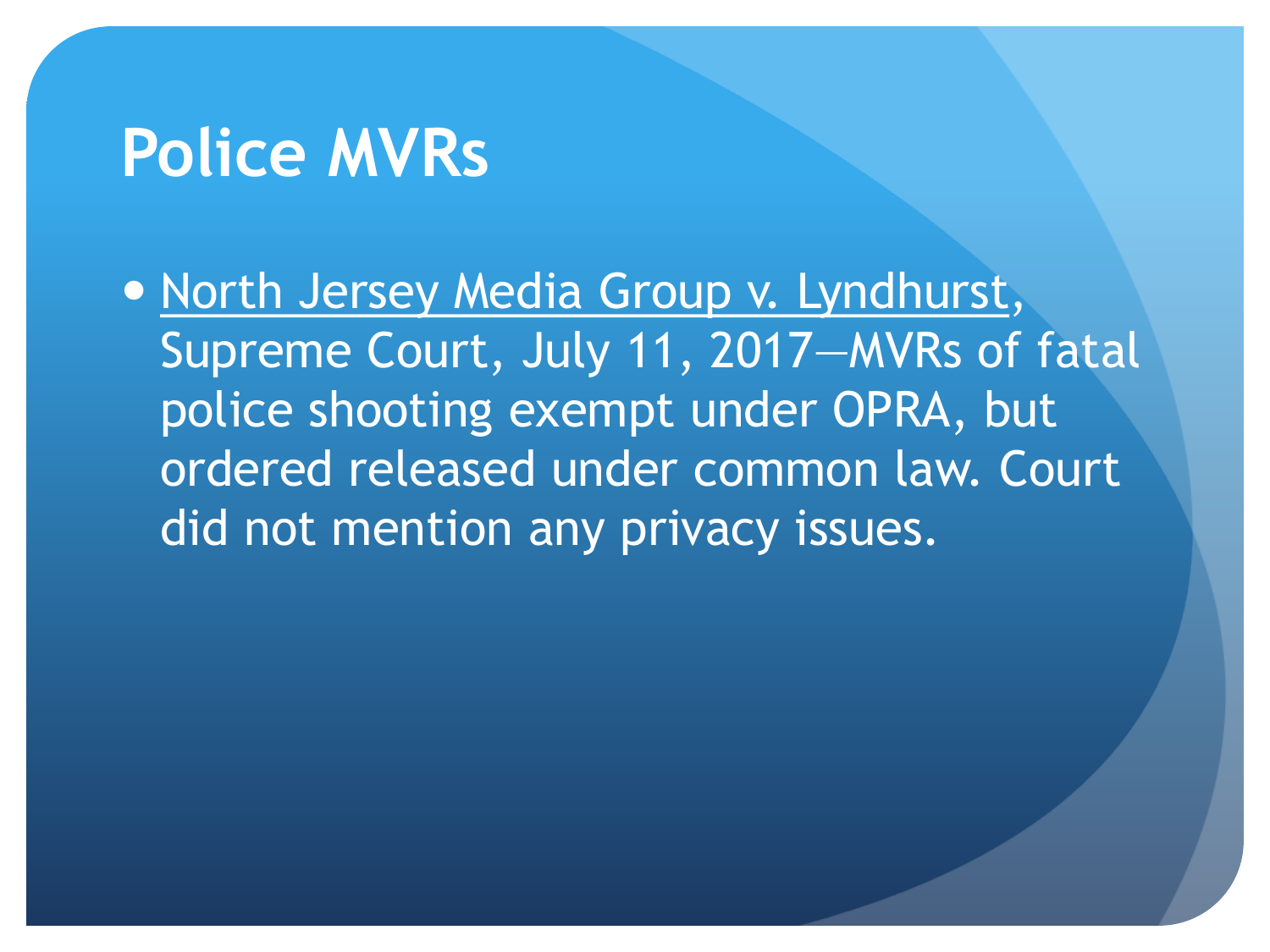# Police MVRs

- North Jersey Media Group v. Lyndhurst, Supreme Court, July 11, 2017—MVRs of fatal police shooting exempt under OPRA, but ordered released under common law. Court did not mention any privacy issues.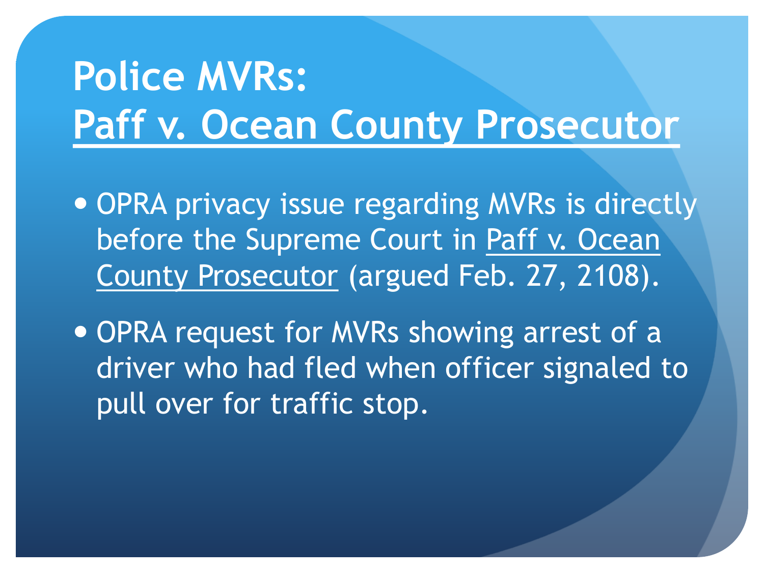# Police MVRs: Paff v. Ocean County Prosecutor

- OPRA privacy issue regarding MVRs is directly before the Supreme Court in Paff v. Ocean County Prosecutor (argued Feb. 27, 2108).
- OPRA request for MVRs showing arrest of a driver who had fled when officer signaled to pull over for traffic stop.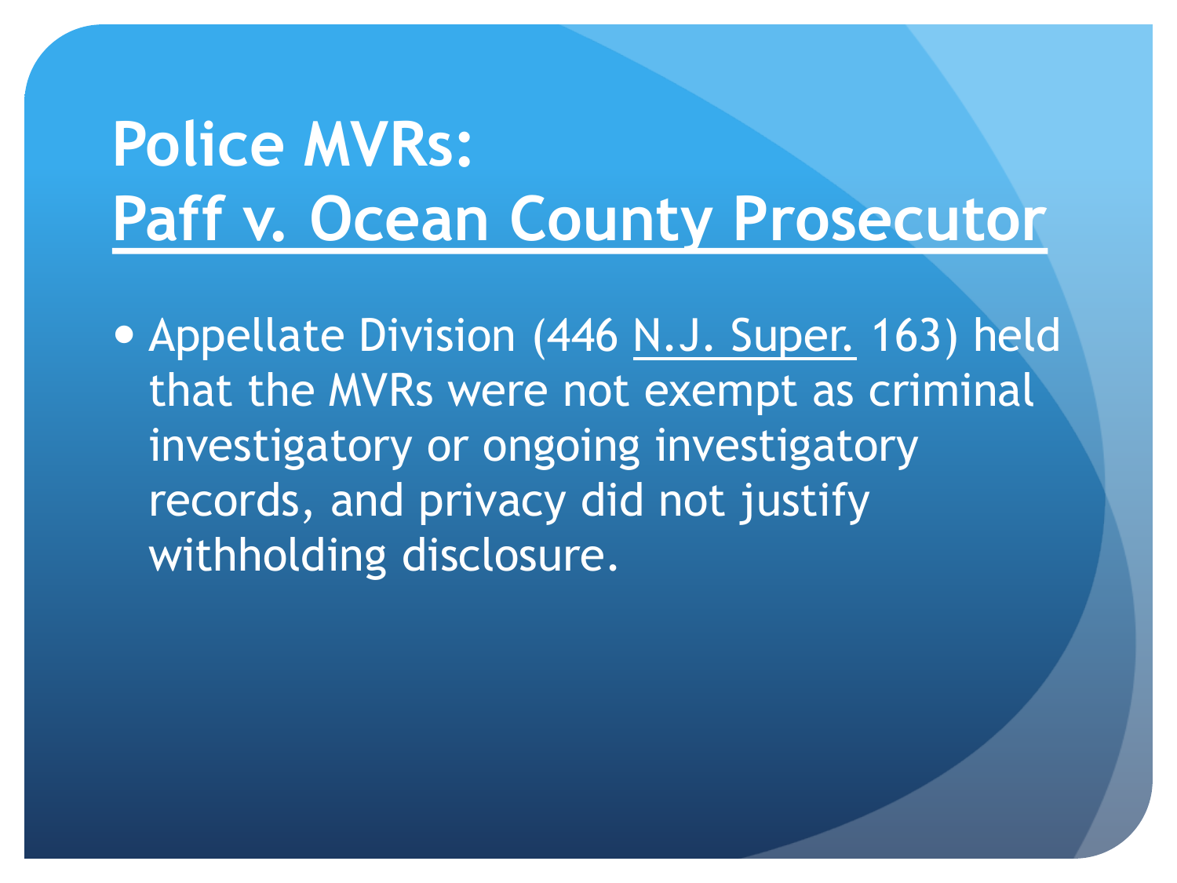# Police MVRs: Paff v. Ocean County Prosecutor

- Appellate Division (446 N.J. Super. 163) held that the MVRs were not exempt as criminal investigatory or ongoing investigatory records, and privacy did not justify withholding disclosure.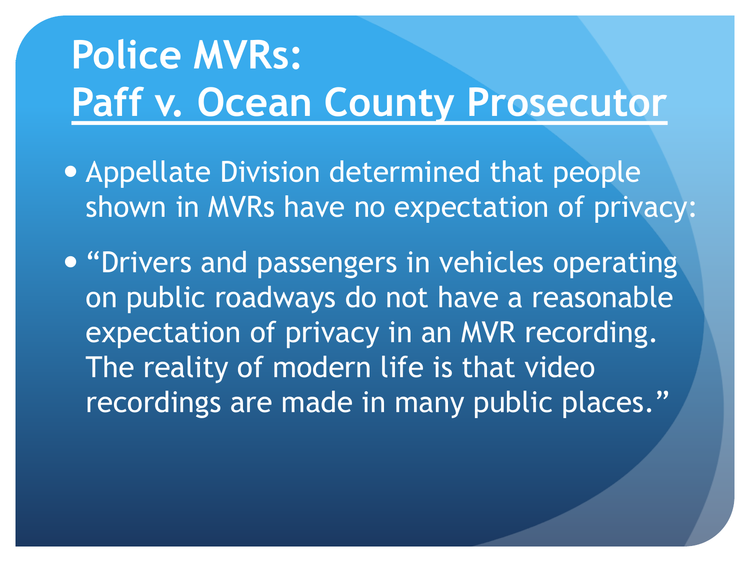# Police MVRs: Paff v. Ocean County Prosecutor

- Appellate Division determined that people shown in MVRs have no expectation of privacy:
- "Drivers and passengers in vehicles operating on public roadways do not have a reasonable expectation of privacy in an MVR recording. The reality of modern life is that video recordings are made in many public places."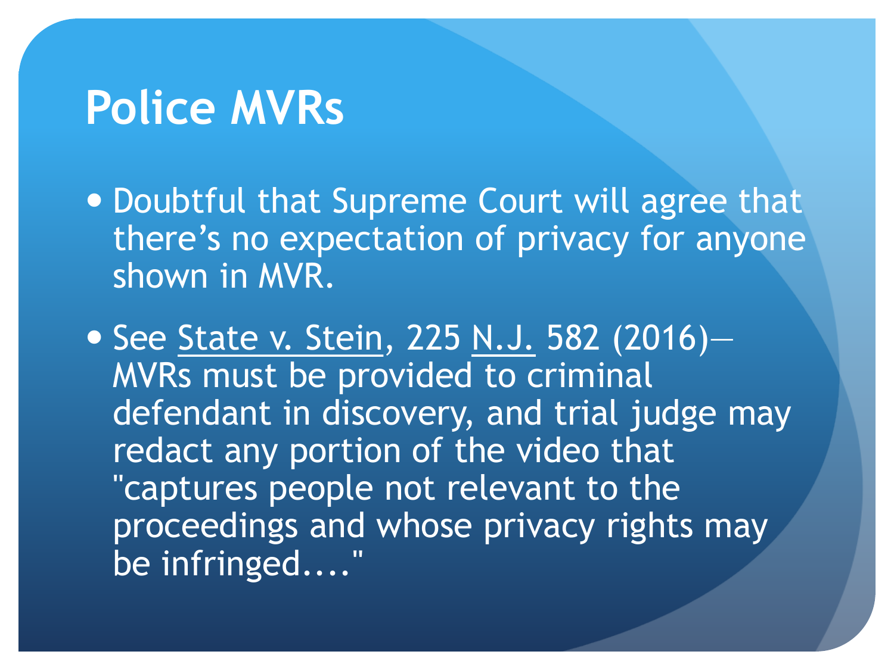# Police MVRs

- Doubtful that Supreme Court will agree that there's no expectation of privacy for anyone shown in MVR.
- See State v. Stein, 225 N.J. 582 (2016)—MVRs must be provided to criminal defendant in discovery, and trial judge may redact any portion of the video that "captures people not relevant to the proceedings and whose privacy rights may be infringed...."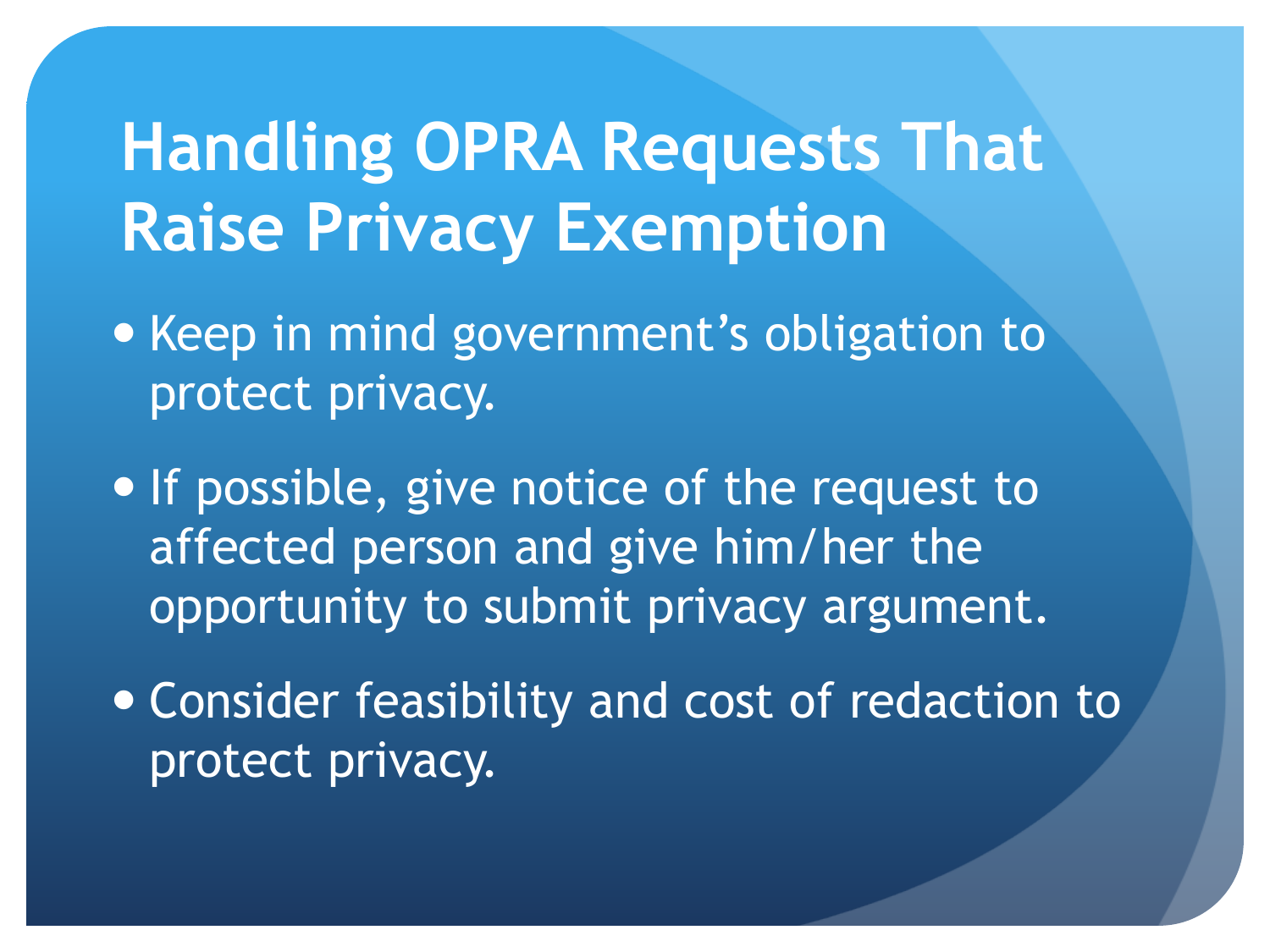# Handling OPRA Requests That Raise Privacy Exemption

- Keep in mind government's obligation to protect privacy.
- If possible, give notice of the request to affected person and give him/her the opportunity to submit privacy argument.
- Consider feasibility and cost of redaction to protect privacy.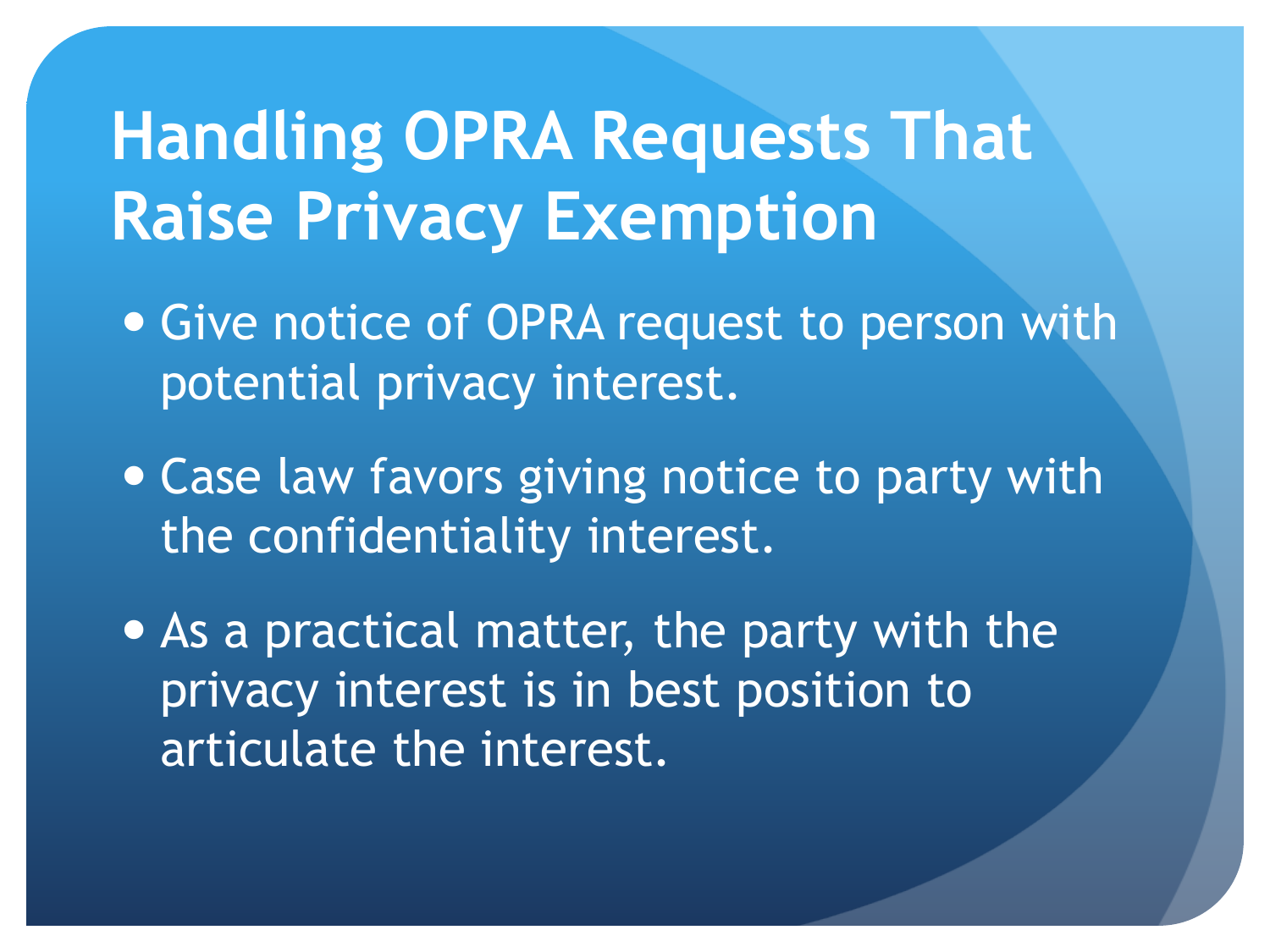# Handling OPRA Requests That Raise Privacy Exemption

- Give notice of OPRA request to person with potential privacy interest.
- Case law favors giving notice to party with the confidentiality interest.
- As a practical matter, the party with the privacy interest is in best position to articulate the interest.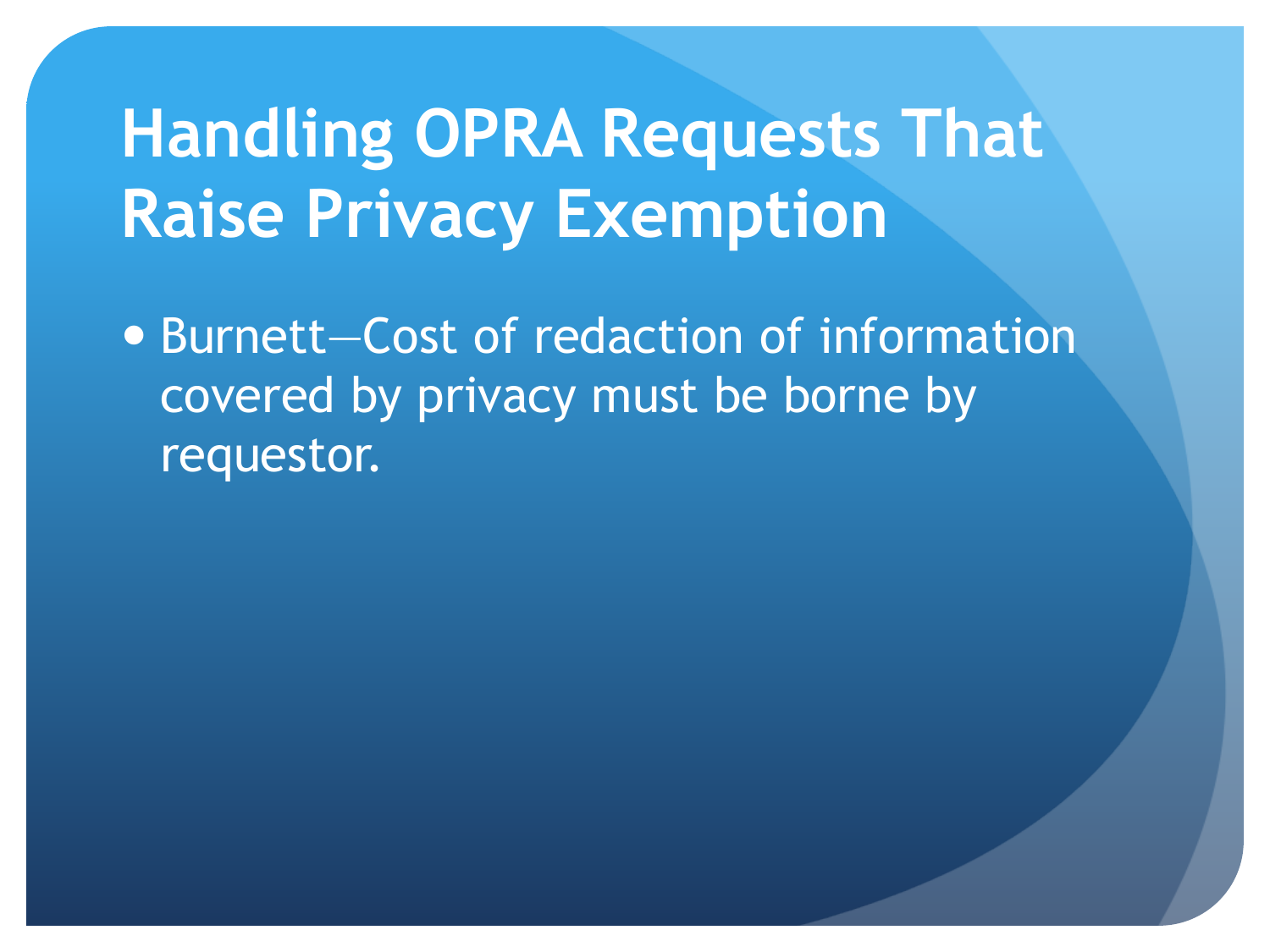# Handling OPRA Requests That Raise Privacy Exemption

- Burnett—Cost of redaction of information covered by privacy must be borne by requestor.